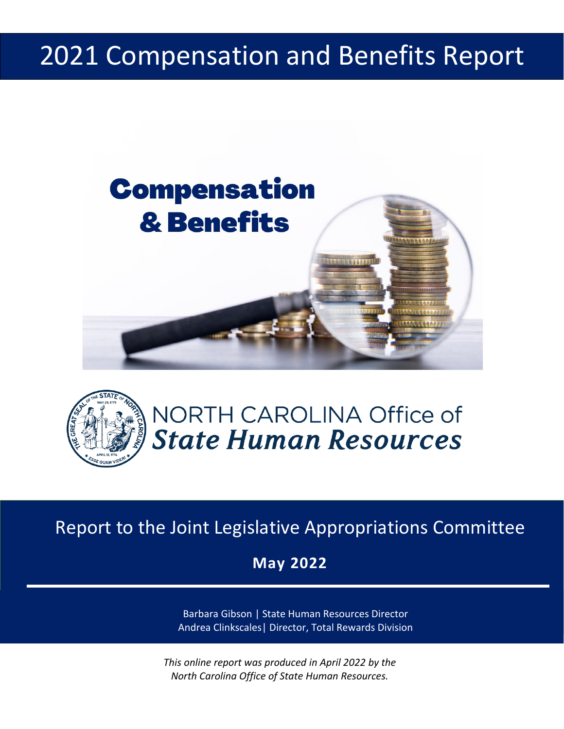# 2021 Compensation and Benefits Report

Compensation & Benefits

NORTH CAROLINA Office of *State Human Resources*

## Report to the Joint Legislative Appropriations Committee

**May 2022**

Barbara Gibson | State Human Resources Director
Andrea Clinkscales| Director, Total Rewards Division

*This online report was produced in April 2022 by the North Carolina Office of State Human Resources.*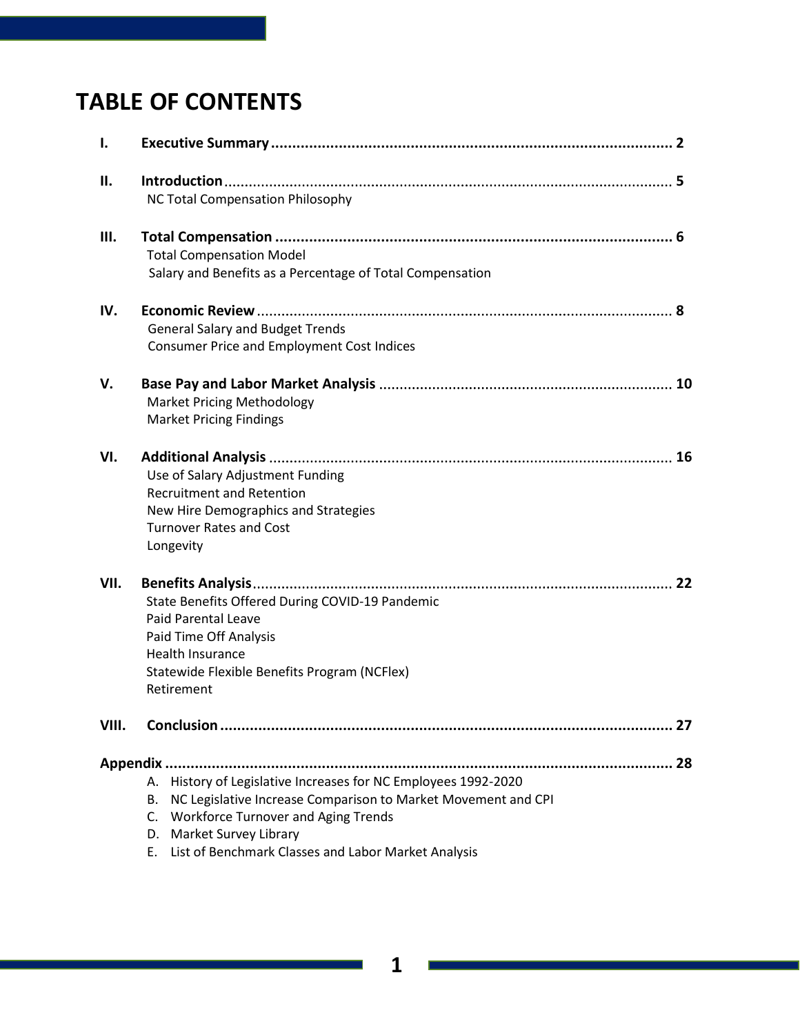# TABLE OF CONTENTS

**I. Executive Summary** .............................................................................................. **2**

**II. Introduction** ............................................................................................................ **5**
- NC Total Compensation Philosophy

**III. Total Compensation** .............................................................................................. **6**
- Total Compensation Model
- Salary and Benefits as a Percentage of Total Compensation

**IV. Economic Review** .................................................................................................... **8**
- General Salary and Budget Trends
- Consumer Price and Employment Cost Indices

**V. Base Pay and Labor Market Analysis** ...................................................................... **10**
- Market Pricing Methodology
- Market Pricing Findings

**VI. Additional Analysis** ................................................................................................. **16**
- Use of Salary Adjustment Funding
- Recruitment and Retention
- New Hire Demographics and Strategies
- Turnover Rates and Cost
- Longevity

**VII. Benefits Analysis** ..................................................................................................... **22**
- State Benefits Offered During COVID-19 Pandemic
- Paid Parental Leave
- Paid Time Off Analysis
- Health Insurance
- Statewide Flexible Benefits Program (NCFlex)
- Retirement

**VIII. Conclusion** ........................................................................................................... **27**

**Appendix** ...................................................................................................................... **28**

A. History of Legislative Increases for NC Employees 1992-2020
B. NC Legislative Increase Comparison to Market Movement and CPI
C. Workforce Turnover and Aging Trends
D. Market Survey Library
E. List of Benchmark Classes and Labor Market Analysis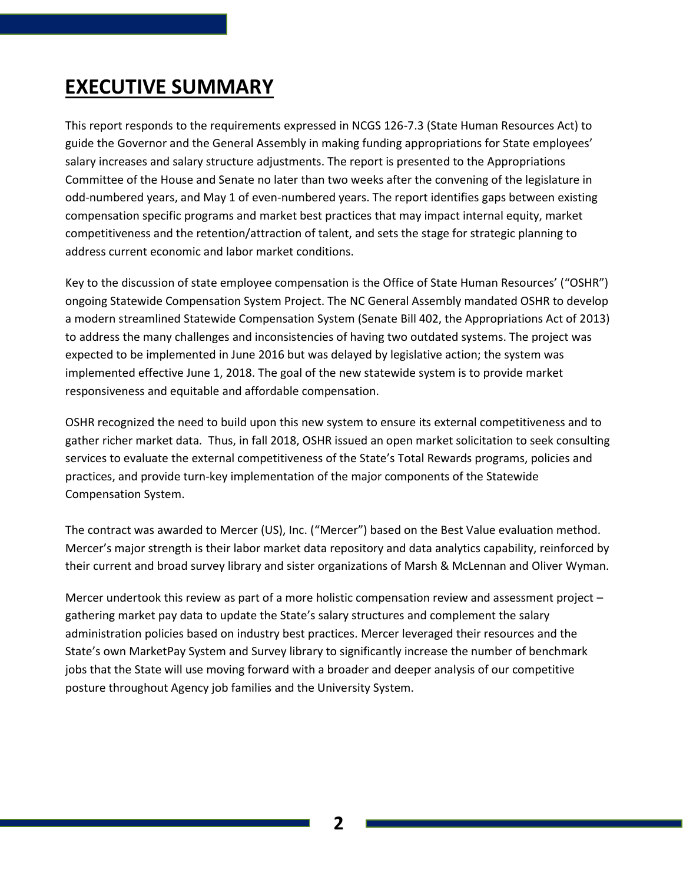# EXECUTIVE SUMMARY

This report responds to the requirements expressed in NCGS 126-7.3 (State Human Resources Act) to guide the Governor and the General Assembly in making funding appropriations for State employees' salary increases and salary structure adjustments. The report is presented to the Appropriations Committee of the House and Senate no later than two weeks after the convening of the legislature in odd-numbered years, and May 1 of even-numbered years. The report identifies gaps between existing compensation specific programs and market best practices that may impact internal equity, market competitiveness and the retention/attraction of talent, and sets the stage for strategic planning to address current economic and labor market conditions.

Key to the discussion of state employee compensation is the Office of State Human Resources' ("OSHR") ongoing Statewide Compensation System Project. The NC General Assembly mandated OSHR to develop a modern streamlined Statewide Compensation System (Senate Bill 402, the Appropriations Act of 2013) to address the many challenges and inconsistencies of having two outdated systems. The project was expected to be implemented in June 2016 but was delayed by legislative action; the system was implemented effective June 1, 2018. The goal of the new statewide system is to provide market responsiveness and equitable and affordable compensation.

OSHR recognized the need to build upon this new system to ensure its external competitiveness and to gather richer market data. Thus, in fall 2018, OSHR issued an open market solicitation to seek consulting services to evaluate the external competitiveness of the State's Total Rewards programs, policies and practices, and provide turn-key implementation of the major components of the Statewide Compensation System.

The contract was awarded to Mercer (US), Inc. ("Mercer") based on the Best Value evaluation method. Mercer's major strength is their labor market data repository and data analytics capability, reinforced by their current and broad survey library and sister organizations of Marsh & McLennan and Oliver Wyman.

Mercer undertook this review as part of a more holistic compensation review and assessment project – gathering market pay data to update the State's salary structures and complement the salary administration policies based on industry best practices. Mercer leveraged their resources and the State's own MarketPay System and Survey library to significantly increase the number of benchmark jobs that the State will use moving forward with a broader and deeper analysis of our competitive posture throughout Agency job families and the University System.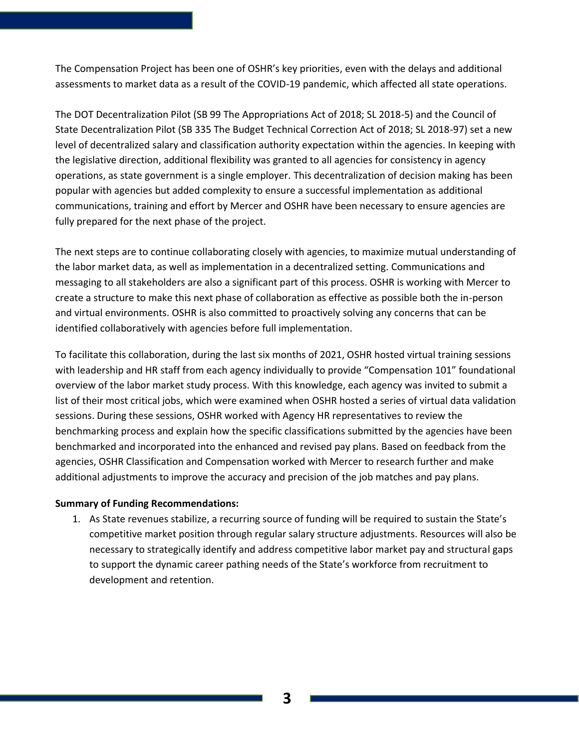The Compensation Project has been one of OSHR's key priorities, even with the delays and additional assessments to market data as a result of the COVID-19 pandemic, which affected all state operations.

The DOT Decentralization Pilot (SB 99 The Appropriations Act of 2018; SL 2018-5) and the Council of State Decentralization Pilot (SB 335 The Budget Technical Correction Act of 2018; SL 2018-97) set a new level of decentralized salary and classification authority expectation within the agencies. In keeping with the legislative direction, additional flexibility was granted to all agencies for consistency in agency operations, as state government is a single employer. This decentralization of decision making has been popular with agencies but added complexity to ensure a successful implementation as additional communications, training and effort by Mercer and OSHR have been necessary to ensure agencies are fully prepared for the next phase of the project.

The next steps are to continue collaborating closely with agencies, to maximize mutual understanding of the labor market data, as well as implementation in a decentralized setting. Communications and messaging to all stakeholders are also a significant part of this process. OSHR is working with Mercer to create a structure to make this next phase of collaboration as effective as possible both the in-person and virtual environments. OSHR is also committed to proactively solving any concerns that can be identified collaboratively with agencies before full implementation.

To facilitate this collaboration, during the last six months of 2021, OSHR hosted virtual training sessions with leadership and HR staff from each agency individually to provide "Compensation 101" foundational overview of the labor market study process. With this knowledge, each agency was invited to submit a list of their most critical jobs, which were examined when OSHR hosted a series of virtual data validation sessions. During these sessions, OSHR worked with Agency HR representatives to review the benchmarking process and explain how the specific classifications submitted by the agencies have been benchmarked and incorporated into the enhanced and revised pay plans. Based on feedback from the agencies, OSHR Classification and Compensation worked with Mercer to research further and make additional adjustments to improve the accuracy and precision of the job matches and pay plans.

**Summary of Funding Recommendations:**

1. As State revenues stabilize, a recurring source of funding will be required to sustain the State's competitive market position through regular salary structure adjustments. Resources will also be necessary to strategically identify and address competitive labor market pay and structural gaps to support the dynamic career pathing needs of the State's workforce from recruitment to development and retention.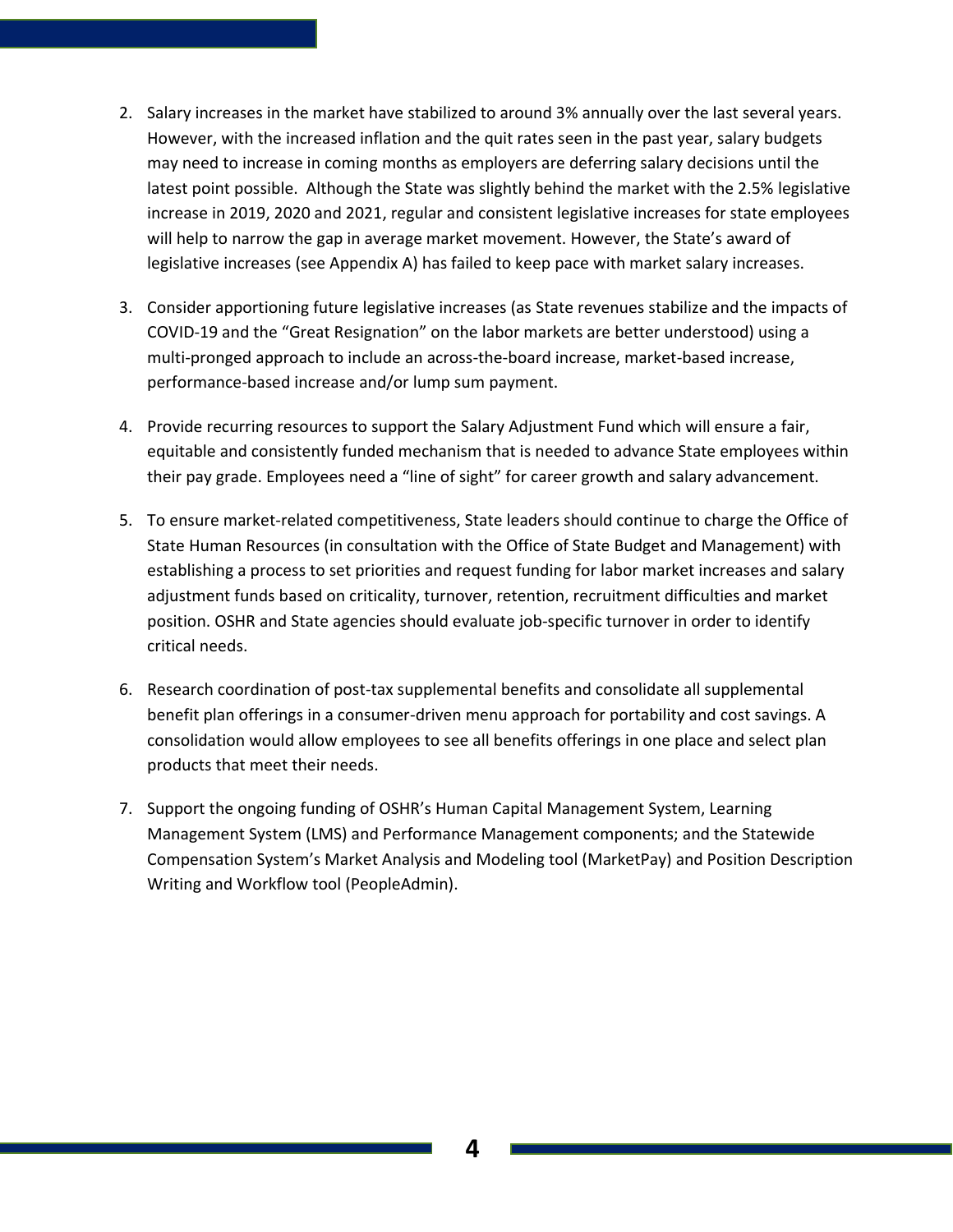2. Salary increases in the market have stabilized to around 3% annually over the last several years. However, with the increased inflation and the quit rates seen in the past year, salary budgets may need to increase in coming months as employers are deferring salary decisions until the latest point possible. Although the State was slightly behind the market with the 2.5% legislative increase in 2019, 2020 and 2021, regular and consistent legislative increases for state employees will help to narrow the gap in average market movement. However, the State's award of legislative increases (see Appendix A) has failed to keep pace with market salary increases.

3. Consider apportioning future legislative increases (as State revenues stabilize and the impacts of COVID-19 and the "Great Resignation" on the labor markets are better understood) using a multi-pronged approach to include an across-the-board increase, market-based increase, performance-based increase and/or lump sum payment.

4. Provide recurring resources to support the Salary Adjustment Fund which will ensure a fair, equitable and consistently funded mechanism that is needed to advance State employees within their pay grade. Employees need a "line of sight" for career growth and salary advancement.

5. To ensure market-related competitiveness, State leaders should continue to charge the Office of State Human Resources (in consultation with the Office of State Budget and Management) with establishing a process to set priorities and request funding for labor market increases and salary adjustment funds based on criticality, turnover, retention, recruitment difficulties and market position. OSHR and State agencies should evaluate job-specific turnover in order to identify critical needs.

6. Research coordination of post-tax supplemental benefits and consolidate all supplemental benefit plan offerings in a consumer-driven menu approach for portability and cost savings. A consolidation would allow employees to see all benefits offerings in one place and select plan products that meet their needs.

7. Support the ongoing funding of OSHR's Human Capital Management System, Learning Management System (LMS) and Performance Management components; and the Statewide Compensation System's Market Analysis and Modeling tool (MarketPay) and Position Description Writing and Workflow tool (PeopleAdmin).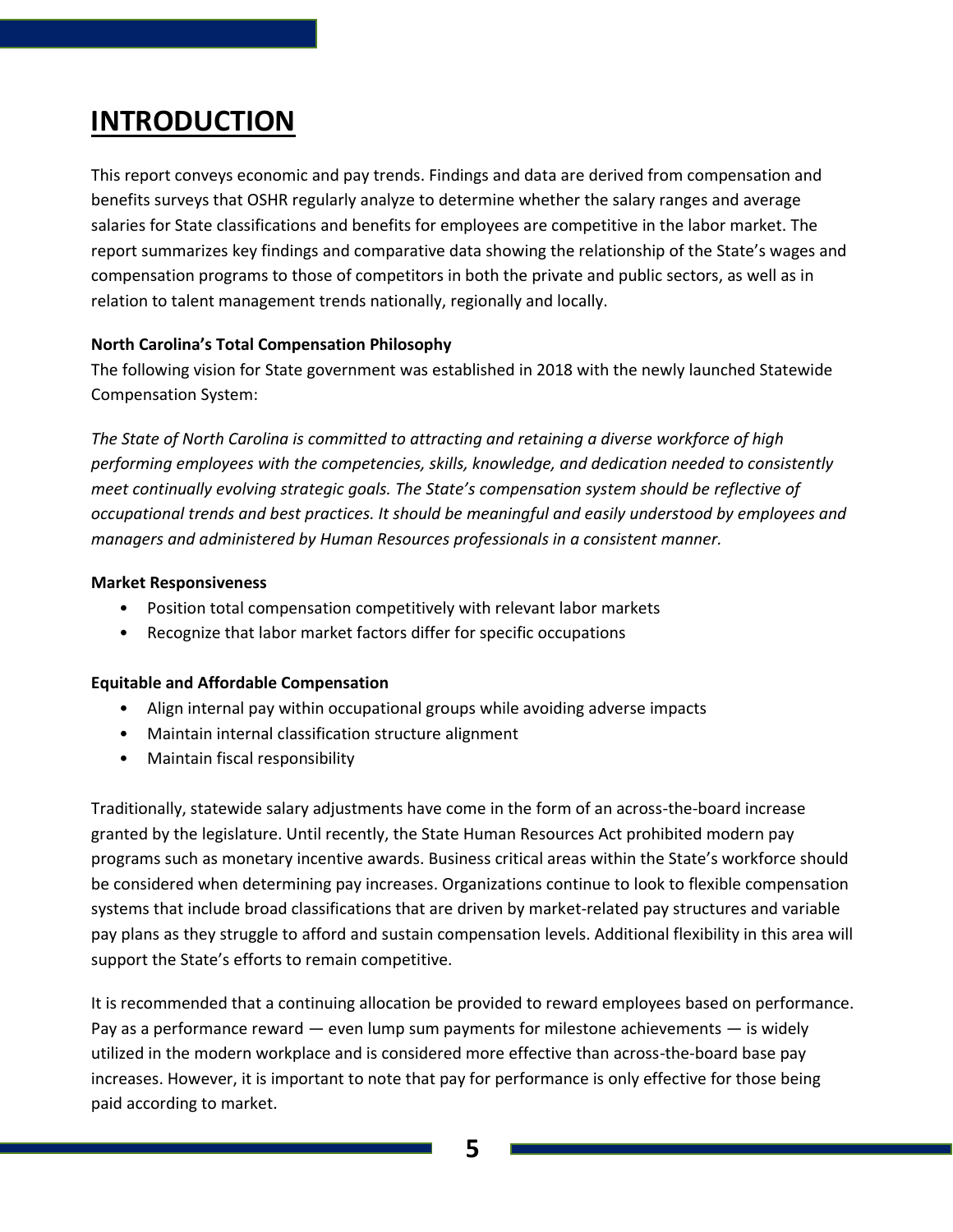# INTRODUCTION

This report conveys economic and pay trends. Findings and data are derived from compensation and benefits surveys that OSHR regularly analyze to determine whether the salary ranges and average salaries for State classifications and benefits for employees are competitive in the labor market. The report summarizes key findings and comparative data showing the relationship of the State's wages and compensation programs to those of competitors in both the private and public sectors, as well as in relation to talent management trends nationally, regionally and locally.

**North Carolina's Total Compensation Philosophy**

The following vision for State government was established in 2018 with the newly launched Statewide Compensation System:

*The State of North Carolina is committed to attracting and retaining a diverse workforce of high performing employees with the competencies, skills, knowledge, and dedication needed to consistently meet continually evolving strategic goals. The State's compensation system should be reflective of occupational trends and best practices. It should be meaningful and easily understood by employees and managers and administered by Human Resources professionals in a consistent manner.*

**Market Responsiveness**

- Position total compensation competitively with relevant labor markets
- Recognize that labor market factors differ for specific occupations

**Equitable and Affordable Compensation**

- Align internal pay within occupational groups while avoiding adverse impacts
- Maintain internal classification structure alignment
- Maintain fiscal responsibility

Traditionally, statewide salary adjustments have come in the form of an across-the-board increase granted by the legislature. Until recently, the State Human Resources Act prohibited modern pay programs such as monetary incentive awards. Business critical areas within the State's workforce should be considered when determining pay increases. Organizations continue to look to flexible compensation systems that include broad classifications that are driven by market-related pay structures and variable pay plans as they struggle to afford and sustain compensation levels. Additional flexibility in this area will support the State's efforts to remain competitive.

It is recommended that a continuing allocation be provided to reward employees based on performance. Pay as a performance reward — even lump sum payments for milestone achievements — is widely utilized in the modern workplace and is considered more effective than across-the-board base pay increases. However, it is important to note that pay for performance is only effective for those being paid according to market.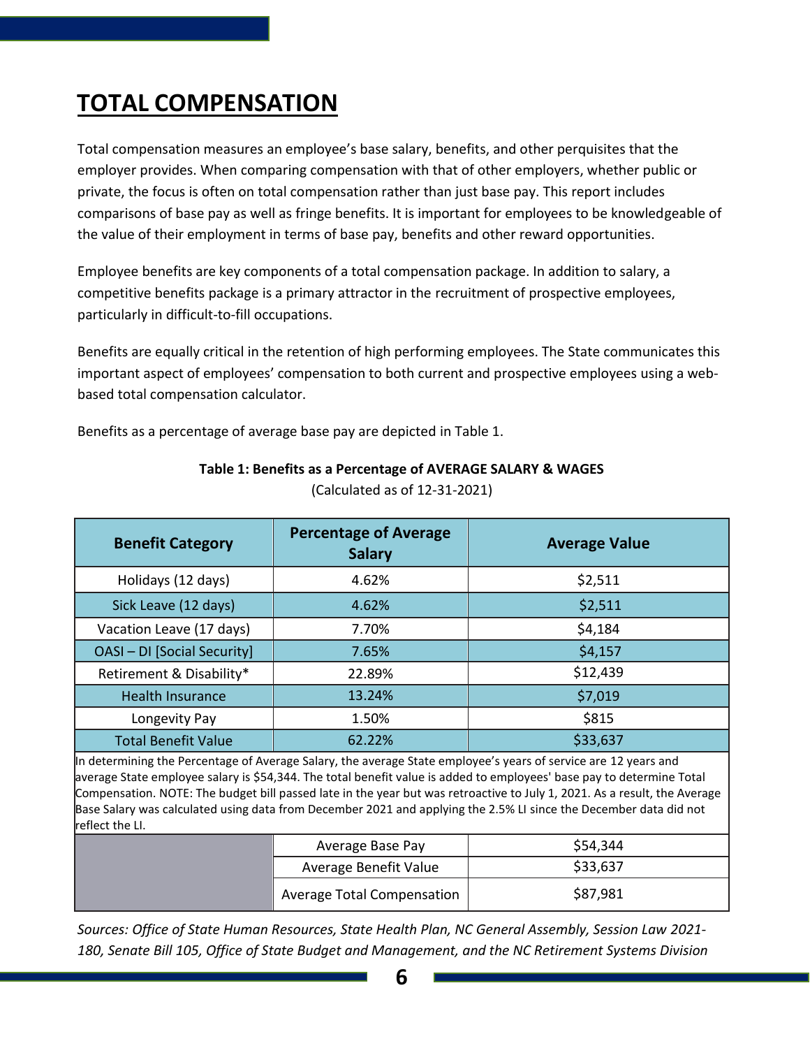# TOTAL COMPENSATION

Total compensation measures an employee's base salary, benefits, and other perquisites that the employer provides. When comparing compensation with that of other employers, whether public or private, the focus is often on total compensation rather than just base pay. This report includes comparisons of base pay as well as fringe benefits. It is important for employees to be knowledgeable of the value of their employment in terms of base pay, benefits and other reward opportunities.

Employee benefits are key components of a total compensation package. In addition to salary, a competitive benefits package is a primary attractor in the recruitment of prospective employees, particularly in difficult-to-fill occupations.

Benefits are equally critical in the retention of high performing employees. The State communicates this important aspect of employees' compensation to both current and prospective employees using a web-based total compensation calculator.

Benefits as a percentage of average base pay are depicted in Table 1.

**Table 1: Benefits as a Percentage of AVERAGE SALARY & WAGES**
(Calculated as of 12-31-2021)

| Benefit Category | Percentage of Average Salary | Average Value |
|---|---|---|
| Holidays (12 days) | 4.62% | $2,511 |
| Sick Leave (12 days) | 4.62% | $2,511 |
| Vacation Leave (17 days) | 7.70% | $4,184 |
| OASI – DI [Social Security] | 7.65% | $4,157 |
| Retirement & Disability* | 22.89% | $12,439 |
| Health Insurance | 13.24% | $7,019 |
| Longevity Pay | 1.50% | $815 |
| Total Benefit Value | 62.22% | $33,637 |
| In determining the Percentage of Average Salary, the average State employee's years of service are 12 years and average State employee salary is $54,344. The total benefit value is added to employees' base pay to determine Total Compensation. NOTE: The budget bill passed late in the year but was retroactive to July 1, 2021. As a result, the Average Base Salary was calculated using data from December 2021 and applying the 2.5% LI since the December data did not reflect the LI. | | |
| | Average Base Pay | $54,344 |
| | Average Benefit Value | $33,637 |
| | Average Total Compensation | $87,981 |

*Sources: Office of State Human Resources, State Health Plan, NC General Assembly, Session Law 2021-180, Senate Bill 105, Office of State Budget and Management, and the NC Retirement Systems Division*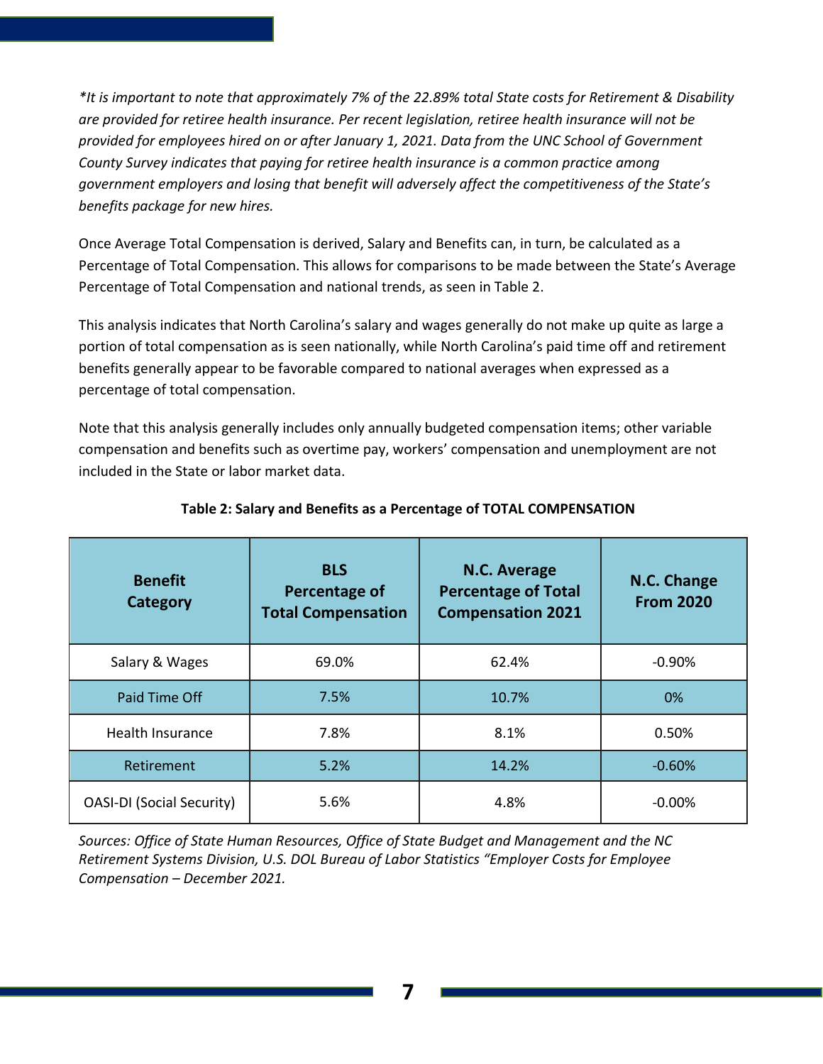*\*It is important to note that approximately 7% of the 22.89% total State costs for Retirement & Disability are provided for retiree health insurance. Per recent legislation, retiree health insurance will not be provided for employees hired on or after January 1, 2021. Data from the UNC School of Government County Survey indicates that paying for retiree health insurance is a common practice among government employers and losing that benefit will adversely affect the competitiveness of the State's benefits package for new hires.*

Once Average Total Compensation is derived, Salary and Benefits can, in turn, be calculated as a Percentage of Total Compensation. This allows for comparisons to be made between the State's Average Percentage of Total Compensation and national trends, as seen in Table 2.

This analysis indicates that North Carolina's salary and wages generally do not make up quite as large a portion of total compensation as is seen nationally, while North Carolina's paid time off and retirement benefits generally appear to be favorable compared to national averages when expressed as a percentage of total compensation.

Note that this analysis generally includes only annually budgeted compensation items; other variable compensation and benefits such as overtime pay, workers' compensation and unemployment are not included in the State or labor market data.

**Table 2: Salary and Benefits as a Percentage of TOTAL COMPENSATION**

| Benefit Category | BLS Percentage of Total Compensation | N.C. Average Percentage of Total Compensation 2021 | N.C. Change From 2020 |
|---|---|---|---|
| Salary & Wages | 69.0% | 62.4% | -0.90% |
| Paid Time Off | 7.5% | 10.7% | 0% |
| Health Insurance | 7.8% | 8.1% | 0.50% |
| Retirement | 5.2% | 14.2% | -0.60% |
| OASI-DI (Social Security) | 5.6% | 4.8% | -0.00% |

*Sources: Office of State Human Resources, Office of State Budget and Management and the NC Retirement Systems Division, U.S. DOL Bureau of Labor Statistics "Employer Costs for Employee Compensation – December 2021.*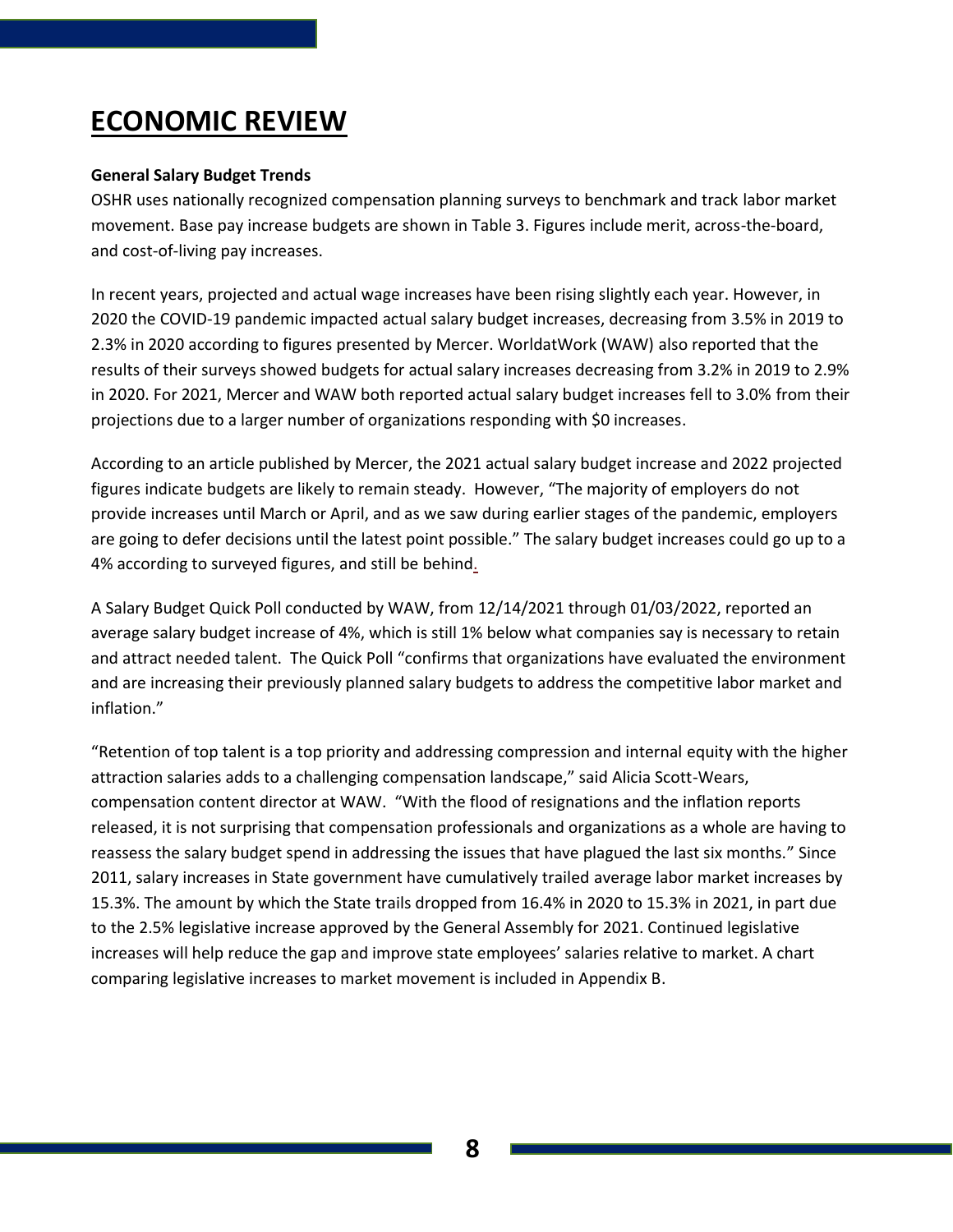# ECONOMIC REVIEW

**General Salary Budget Trends**

OSHR uses nationally recognized compensation planning surveys to benchmark and track labor market movement. Base pay increase budgets are shown in Table 3. Figures include merit, across-the-board, and cost-of-living pay increases.

In recent years, projected and actual wage increases have been rising slightly each year. However, in 2020 the COVID-19 pandemic impacted actual salary budget increases, decreasing from 3.5% in 2019 to 2.3% in 2020 according to figures presented by Mercer. WorldatWork (WAW) also reported that the results of their surveys showed budgets for actual salary increases decreasing from 3.2% in 2019 to 2.9% in 2020. For 2021, Mercer and WAW both reported actual salary budget increases fell to 3.0% from their projections due to a larger number of organizations responding with $0 increases.

According to an article published by Mercer, the 2021 actual salary budget increase and 2022 projected figures indicate budgets are likely to remain steady. However, "The majority of employers do not provide increases until March or April, and as we saw during earlier stages of the pandemic, employers are going to defer decisions until the latest point possible." The salary budget increases could go up to a 4% according to surveyed figures, and still be behind.

A Salary Budget Quick Poll conducted by WAW, from 12/14/2021 through 01/03/2022, reported an average salary budget increase of 4%, which is still 1% below what companies say is necessary to retain and attract needed talent. The Quick Poll "confirms that organizations have evaluated the environment and are increasing their previously planned salary budgets to address the competitive labor market and inflation."

"Retention of top talent is a top priority and addressing compression and internal equity with the higher attraction salaries adds to a challenging compensation landscape," said Alicia Scott-Wears, compensation content director at WAW. "With the flood of resignations and the inflation reports released, it is not surprising that compensation professionals and organizations as a whole are having to reassess the salary budget spend in addressing the issues that have plagued the last six months." Since 2011, salary increases in State government have cumulatively trailed average labor market increases by 15.3%. The amount by which the State trails dropped from 16.4% in 2020 to 15.3% in 2021, in part due to the 2.5% legislative increase approved by the General Assembly for 2021. Continued legislative increases will help reduce the gap and improve state employees' salaries relative to market. A chart comparing legislative increases to market movement is included in Appendix B.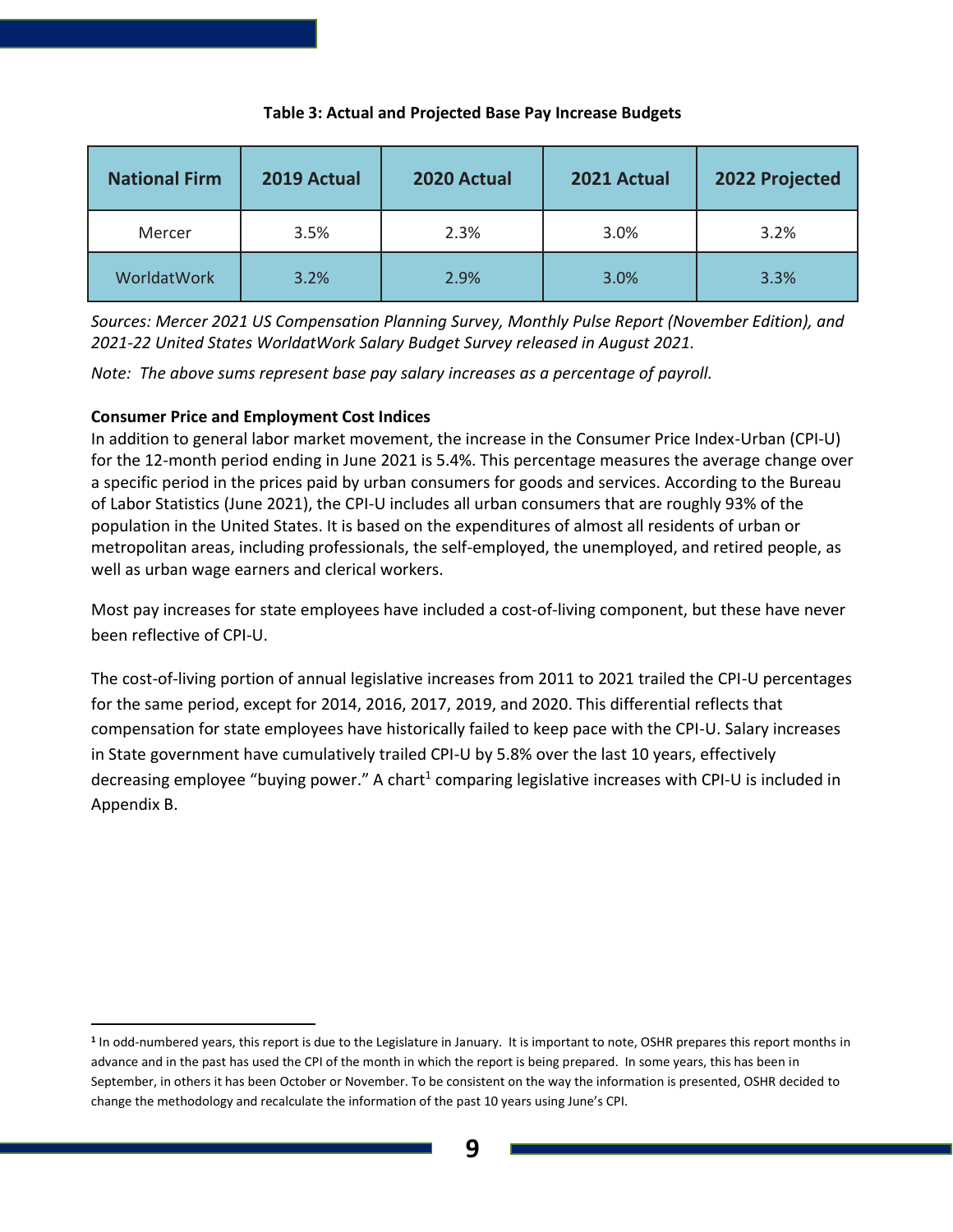**Table 3: Actual and Projected Base Pay Increase Budgets**

| National Firm | 2019 Actual | 2020 Actual | 2021 Actual | 2022 Projected |
|---|---|---|---|---|
| Mercer | 3.5% | 2.3% | 3.0% | 3.2% |
| WorldatWork | 3.2% | 2.9% | 3.0% | 3.3% |

*Sources: Mercer 2021 US Compensation Planning Survey, Monthly Pulse Report (November Edition), and 2021-22 United States WorldatWork Salary Budget Survey released in August 2021.*

*Note: The above sums represent base pay salary increases as a percentage of payroll.*

**Consumer Price and Employment Cost Indices**

In addition to general labor market movement, the increase in the Consumer Price Index-Urban (CPI-U) for the 12-month period ending in June 2021 is 5.4%. This percentage measures the average change over a specific period in the prices paid by urban consumers for goods and services. According to the Bureau of Labor Statistics (June 2021), the CPI-U includes all urban consumers that are roughly 93% of the population in the United States. It is based on the expenditures of almost all residents of urban or metropolitan areas, including professionals, the self-employed, the unemployed, and retired people, as well as urban wage earners and clerical workers.

Most pay increases for state employees have included a cost-of-living component, but these have never been reflective of CPI-U.

The cost-of-living portion of annual legislative increases from 2011 to 2021 trailed the CPI-U percentages for the same period, except for 2014, 2016, 2017, 2019, and 2020. This differential reflects that compensation for state employees have historically failed to keep pace with the CPI-U. Salary increases in State government have cumulatively trailed CPI-U by 5.8% over the last 10 years, effectively decreasing employee "buying power." A chart[1] comparing legislative increases with CPI-U is included in Appendix B.

---

[1] In odd-numbered years, this report is due to the Legislature in January. It is important to note, OSHR prepares this report months in advance and in the past has used the CPI of the month in which the report is being prepared. In some years, this has been in September, in others it has been October or November. To be consistent on the way the information is presented, OSHR decided to change the methodology and recalculate the information of the past 10 years using June's CPI.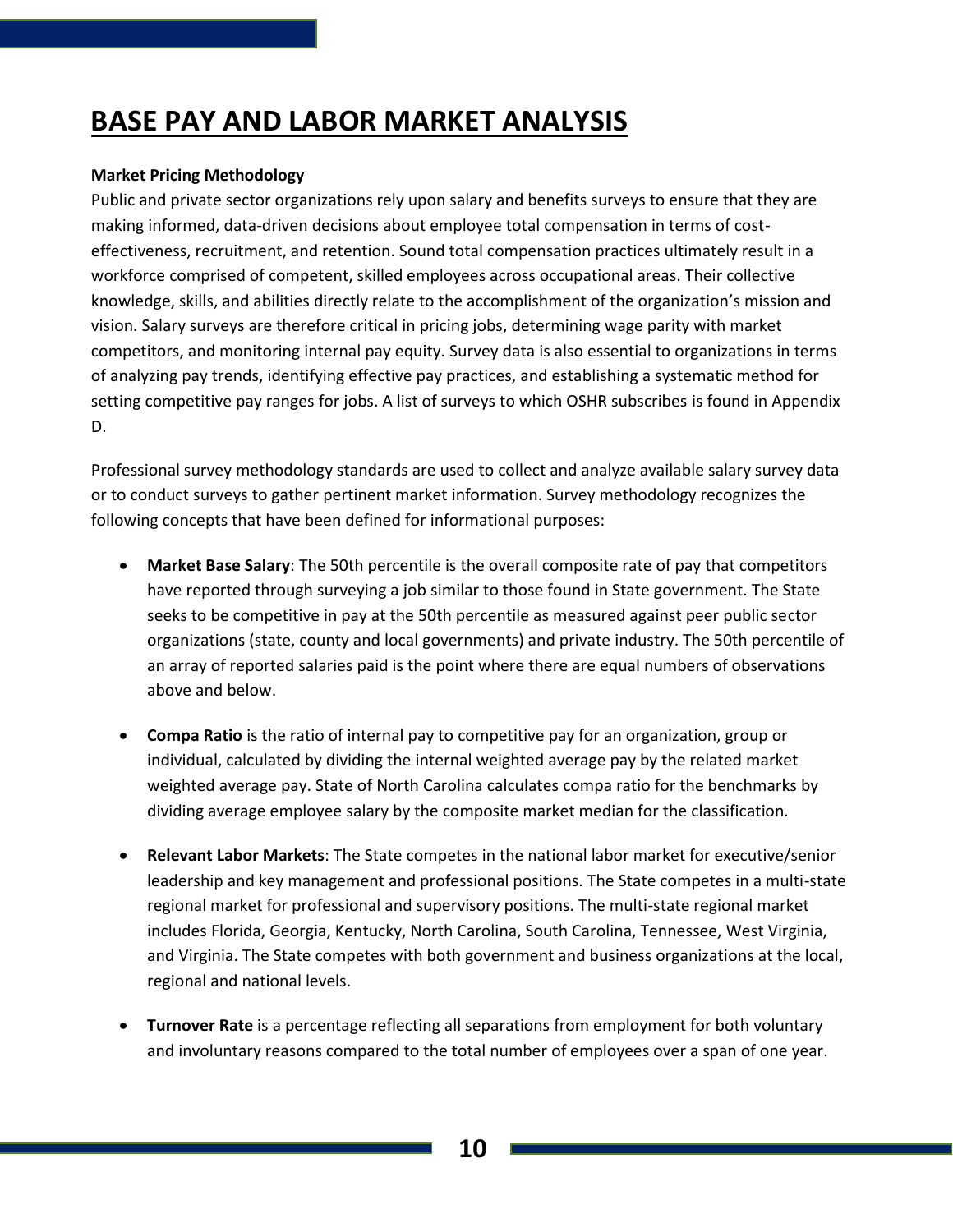# BASE PAY AND LABOR MARKET ANALYSIS

**Market Pricing Methodology**

Public and private sector organizations rely upon salary and benefits surveys to ensure that they are making informed, data-driven decisions about employee total compensation in terms of cost-effectiveness, recruitment, and retention. Sound total compensation practices ultimately result in a workforce comprised of competent, skilled employees across occupational areas. Their collective knowledge, skills, and abilities directly relate to the accomplishment of the organization's mission and vision. Salary surveys are therefore critical in pricing jobs, determining wage parity with market competitors, and monitoring internal pay equity. Survey data is also essential to organizations in terms of analyzing pay trends, identifying effective pay practices, and establishing a systematic method for setting competitive pay ranges for jobs. A list of surveys to which OSHR subscribes is found in Appendix D.

Professional survey methodology standards are used to collect and analyze available salary survey data or to conduct surveys to gather pertinent market information. Survey methodology recognizes the following concepts that have been defined for informational purposes:

- **Market Base Salary**: The 50th percentile is the overall composite rate of pay that competitors have reported through surveying a job similar to those found in State government. The State seeks to be competitive in pay at the 50th percentile as measured against peer public sector organizations (state, county and local governments) and private industry. The 50th percentile of an array of reported salaries paid is the point where there are equal numbers of observations above and below.

- **Compa Ratio** is the ratio of internal pay to competitive pay for an organization, group or individual, calculated by dividing the internal weighted average pay by the related market weighted average pay. State of North Carolina calculates compa ratio for the benchmarks by dividing average employee salary by the composite market median for the classification.

- **Relevant Labor Markets**: The State competes in the national labor market for executive/senior leadership and key management and professional positions. The State competes in a multi-state regional market for professional and supervisory positions. The multi-state regional market includes Florida, Georgia, Kentucky, North Carolina, South Carolina, Tennessee, West Virginia, and Virginia. The State competes with both government and business organizations at the local, regional and national levels.

- **Turnover Rate** is a percentage reflecting all separations from employment for both voluntary and involuntary reasons compared to the total number of employees over a span of one year.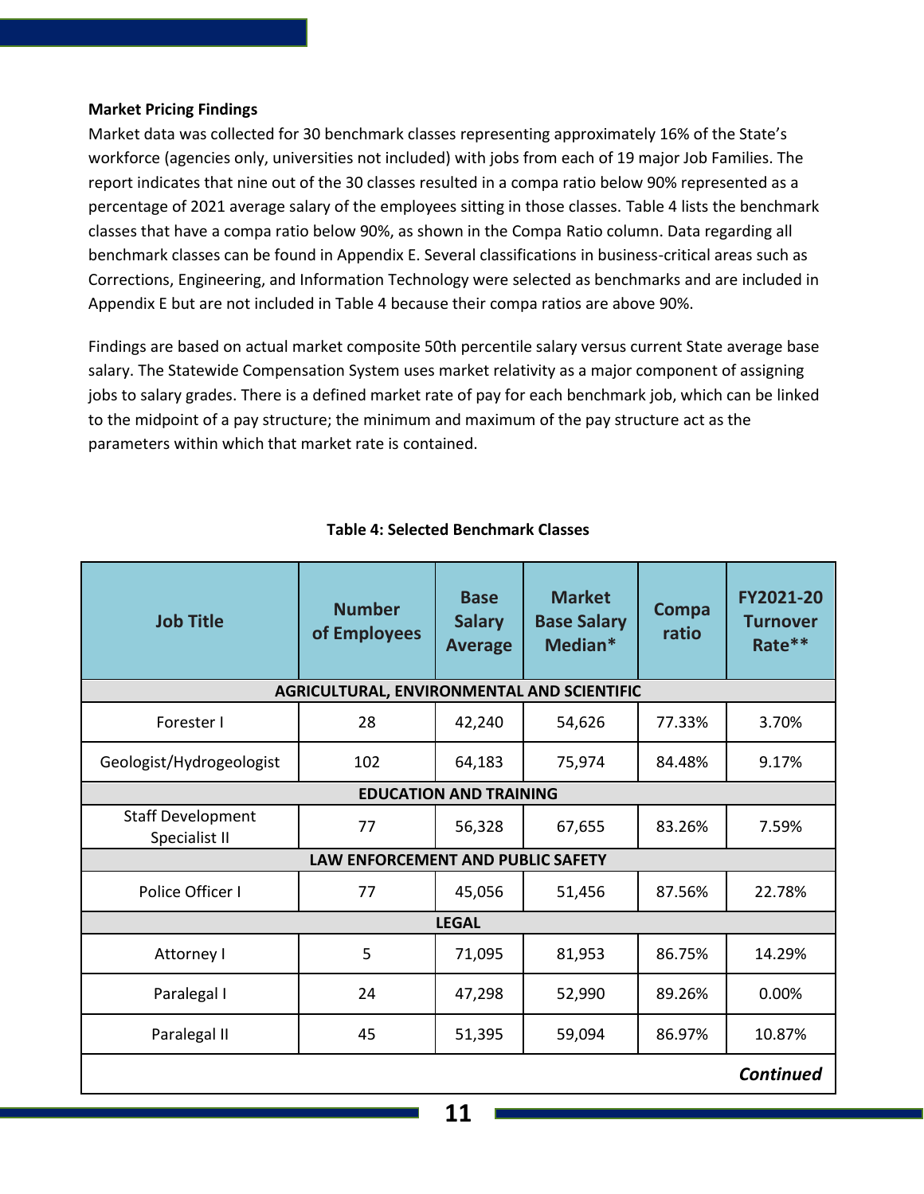**Market Pricing Findings**

Market data was collected for 30 benchmark classes representing approximately 16% of the State's workforce (agencies only, universities not included) with jobs from each of 19 major Job Families. The report indicates that nine out of the 30 classes resulted in a compa ratio below 90% represented as a percentage of 2021 average salary of the employees sitting in those classes. Table 4 lists the benchmark classes that have a compa ratio below 90%, as shown in the Compa Ratio column. Data regarding all benchmark classes can be found in Appendix E. Several classifications in business-critical areas such as Corrections, Engineering, and Information Technology were selected as benchmarks and are included in Appendix E but are not included in Table 4 because their compa ratios are above 90%.

Findings are based on actual market composite 50th percentile salary versus current State average base salary. The Statewide Compensation System uses market relativity as a major component of assigning jobs to salary grades. There is a defined market rate of pay for each benchmark job, which can be linked to the midpoint of a pay structure; the minimum and maximum of the pay structure act as the parameters within which that market rate is contained.

**Table 4: Selected Benchmark Classes**

| Job Title | Number of Employees | Base Salary Average | Market Base Salary Median* | Compa ratio | FY2021-20 Turnover Rate** |
|---|---|---|---|---|---|
| **AGRICULTURAL, ENVIRONMENTAL AND SCIENTIFIC** | | | | | |
| Forester I | 28 | 42,240 | 54,626 | 77.33% | 3.70% |
| Geologist/Hydrogeologist | 102 | 64,183 | 75,974 | 84.48% | 9.17% |
| **EDUCATION AND TRAINING** | | | | | |
| Staff Development Specialist II | 77 | 56,328 | 67,655 | 83.26% | 7.59% |
| **LAW ENFORCEMENT AND PUBLIC SAFETY** | | | | | |
| Police Officer I | 77 | 45,056 | 51,456 | 87.56% | 22.78% |
| **LEGAL** | | | | | |
| Attorney I | 5 | 71,095 | 81,953 | 86.75% | 14.29% |
| Paralegal I | 24 | 47,298 | 52,990 | 89.26% | 0.00% |
| Paralegal II | 45 | 51,395 | 59,094 | 86.97% | 10.87% |
| | | | | | ***Continued*** |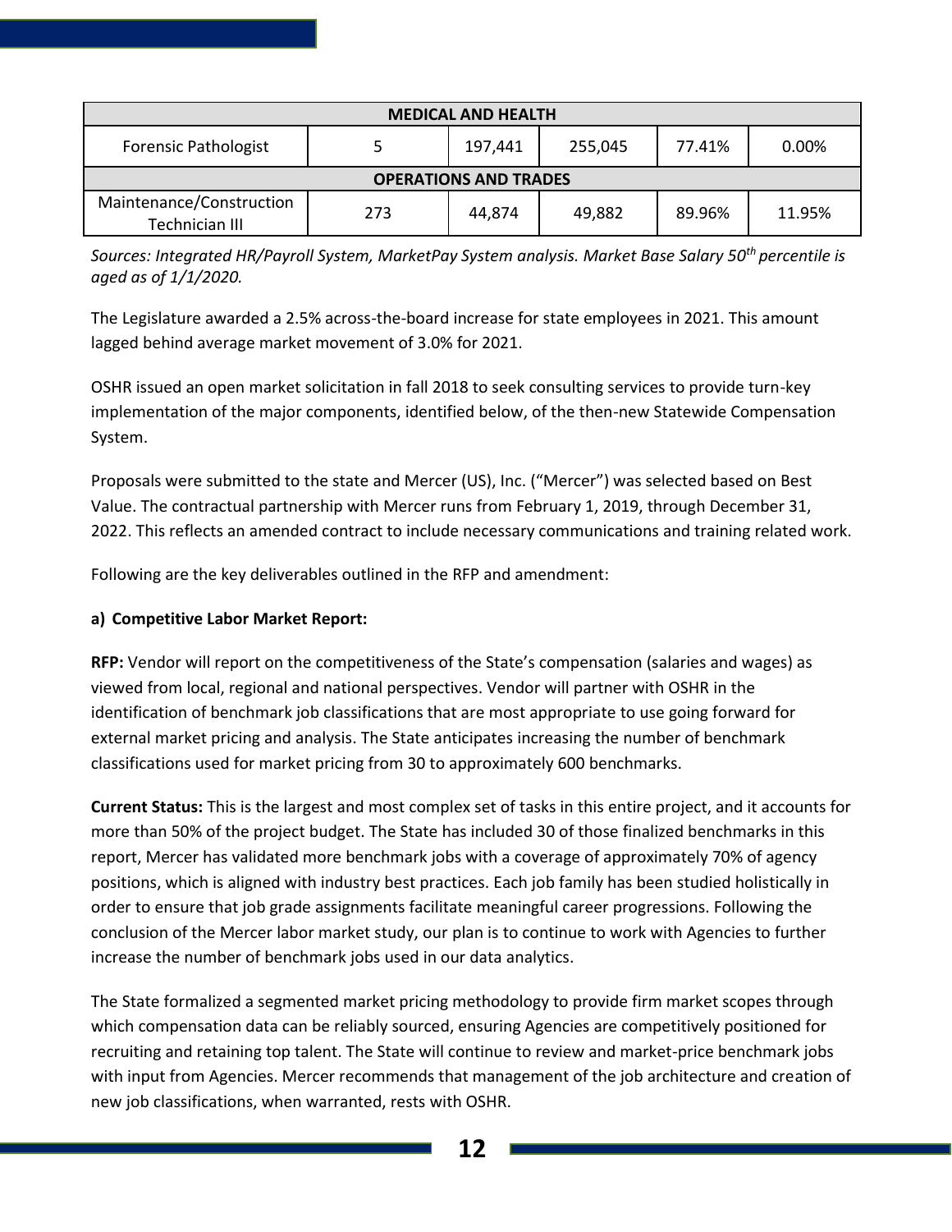| MEDICAL AND HEALTH | | | | | |
|---|---|---|---|---|---|
| Forensic Pathologist | 5 | 197,441 | 255,045 | 77.41% | 0.00% |
| **OPERATIONS AND TRADES** | | | | | |
| Maintenance/Construction Technician III | 273 | 44,874 | 49,882 | 89.96% | 11.95% |

*Sources: Integrated HR/Payroll System, MarketPay System analysis. Market Base Salary 50th percentile is aged as of 1/1/2020.*

The Legislature awarded a 2.5% across-the-board increase for state employees in 2021. This amount lagged behind average market movement of 3.0% for 2021.

OSHR issued an open market solicitation in fall 2018 to seek consulting services to provide turn-key implementation of the major components, identified below, of the then-new Statewide Compensation System.

Proposals were submitted to the state and Mercer (US), Inc. ("Mercer") was selected based on Best Value. The contractual partnership with Mercer runs from February 1, 2019, through December 31, 2022. This reflects an amended contract to include necessary communications and training related work.

Following are the key deliverables outlined in the RFP and amendment:

**a) Competitive Labor Market Report:**

**RFP:** Vendor will report on the competitiveness of the State's compensation (salaries and wages) as viewed from local, regional and national perspectives. Vendor will partner with OSHR in the identification of benchmark job classifications that are most appropriate to use going forward for external market pricing and analysis. The State anticipates increasing the number of benchmark classifications used for market pricing from 30 to approximately 600 benchmarks.

**Current Status:** This is the largest and most complex set of tasks in this entire project, and it accounts for more than 50% of the project budget. The State has included 30 of those finalized benchmarks in this report, Mercer has validated more benchmark jobs with a coverage of approximately 70% of agency positions, which is aligned with industry best practices. Each job family has been studied holistically in order to ensure that job grade assignments facilitate meaningful career progressions. Following the conclusion of the Mercer labor market study, our plan is to continue to work with Agencies to further increase the number of benchmark jobs used in our data analytics.

The State formalized a segmented market pricing methodology to provide firm market scopes through which compensation data can be reliably sourced, ensuring Agencies are competitively positioned for recruiting and retaining top talent. The State will continue to review and market-price benchmark jobs with input from Agencies. Mercer recommends that management of the job architecture and creation of new job classifications, when warranted, rests with OSHR.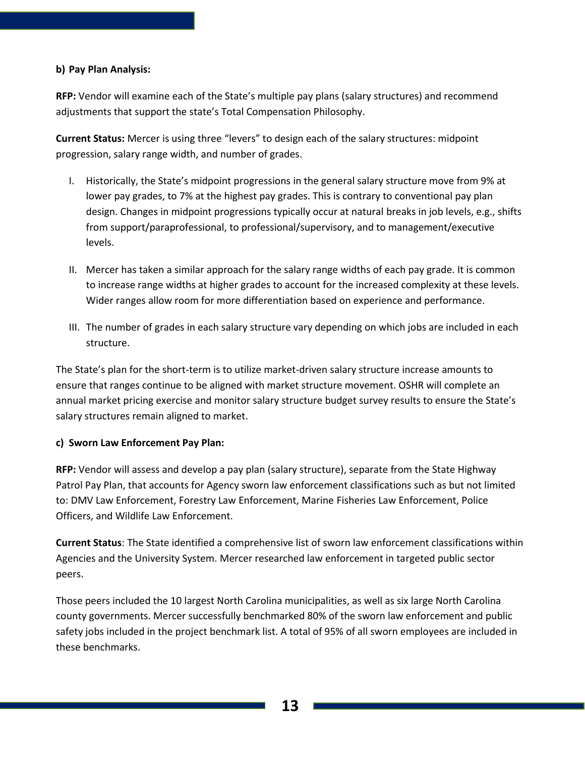**b) Pay Plan Analysis:**

**RFP:** Vendor will examine each of the State's multiple pay plans (salary structures) and recommend adjustments that support the state's Total Compensation Philosophy.

**Current Status:** Mercer is using three "levers" to design each of the salary structures: midpoint progression, salary range width, and number of grades.

I. Historically, the State's midpoint progressions in the general salary structure move from 9% at lower pay grades, to 7% at the highest pay grades. This is contrary to conventional pay plan design. Changes in midpoint progressions typically occur at natural breaks in job levels, e.g., shifts from support/paraprofessional, to professional/supervisory, and to management/executive levels.

II. Mercer has taken a similar approach for the salary range widths of each pay grade. It is common to increase range widths at higher grades to account for the increased complexity at these levels. Wider ranges allow room for more differentiation based on experience and performance.

III. The number of grades in each salary structure vary depending on which jobs are included in each structure.

The State's plan for the short-term is to utilize market-driven salary structure increase amounts to ensure that ranges continue to be aligned with market structure movement. OSHR will complete an annual market pricing exercise and monitor salary structure budget survey results to ensure the State's salary structures remain aligned to market.

**c) Sworn Law Enforcement Pay Plan:**

**RFP:** Vendor will assess and develop a pay plan (salary structure), separate from the State Highway Patrol Pay Plan, that accounts for Agency sworn law enforcement classifications such as but not limited to: DMV Law Enforcement, Forestry Law Enforcement, Marine Fisheries Law Enforcement, Police Officers, and Wildlife Law Enforcement.

**Current Status**: The State identified a comprehensive list of sworn law enforcement classifications within Agencies and the University System. Mercer researched law enforcement in targeted public sector peers.

Those peers included the 10 largest North Carolina municipalities, as well as six large North Carolina county governments. Mercer successfully benchmarked 80% of the sworn law enforcement and public safety jobs included in the project benchmark list. A total of 95% of all sworn employees are included in these benchmarks.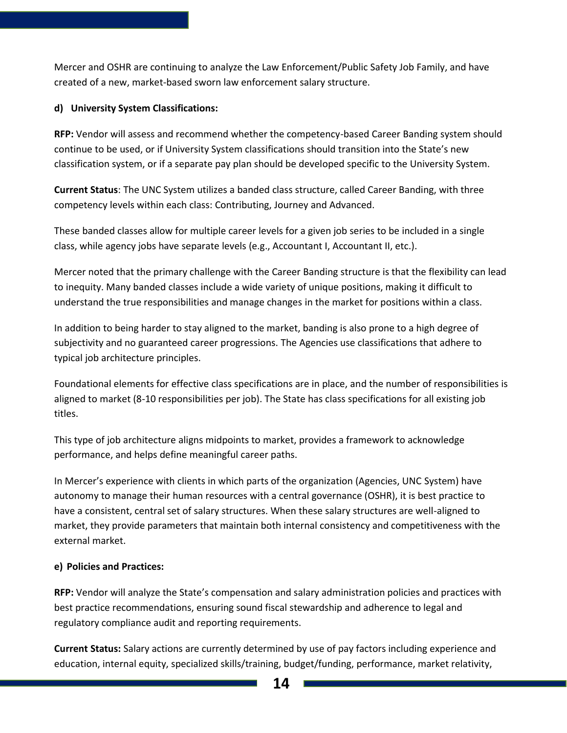Mercer and OSHR are continuing to analyze the Law Enforcement/Public Safety Job Family, and have created of a new, market-based sworn law enforcement salary structure.

**d) University System Classifications:**

**RFP:** Vendor will assess and recommend whether the competency-based Career Banding system should continue to be used, or if University System classifications should transition into the State's new classification system, or if a separate pay plan should be developed specific to the University System.

**Current Status**: The UNC System utilizes a banded class structure, called Career Banding, with three competency levels within each class: Contributing, Journey and Advanced.

These banded classes allow for multiple career levels for a given job series to be included in a single class, while agency jobs have separate levels (e.g., Accountant I, Accountant II, etc.).

Mercer noted that the primary challenge with the Career Banding structure is that the flexibility can lead to inequity. Many banded classes include a wide variety of unique positions, making it difficult to understand the true responsibilities and manage changes in the market for positions within a class.

In addition to being harder to stay aligned to the market, banding is also prone to a high degree of subjectivity and no guaranteed career progressions. The Agencies use classifications that adhere to typical job architecture principles.

Foundational elements for effective class specifications are in place, and the number of responsibilities is aligned to market (8-10 responsibilities per job). The State has class specifications for all existing job titles.

This type of job architecture aligns midpoints to market, provides a framework to acknowledge performance, and helps define meaningful career paths.

In Mercer's experience with clients in which parts of the organization (Agencies, UNC System) have autonomy to manage their human resources with a central governance (OSHR), it is best practice to have a consistent, central set of salary structures. When these salary structures are well-aligned to market, they provide parameters that maintain both internal consistency and competitiveness with the external market.

**e) Policies and Practices:**

**RFP:** Vendor will analyze the State's compensation and salary administration policies and practices with best practice recommendations, ensuring sound fiscal stewardship and adherence to legal and regulatory compliance audit and reporting requirements.

**Current Status:** Salary actions are currently determined by use of pay factors including experience and education, internal equity, specialized skills/training, budget/funding, performance, market relativity,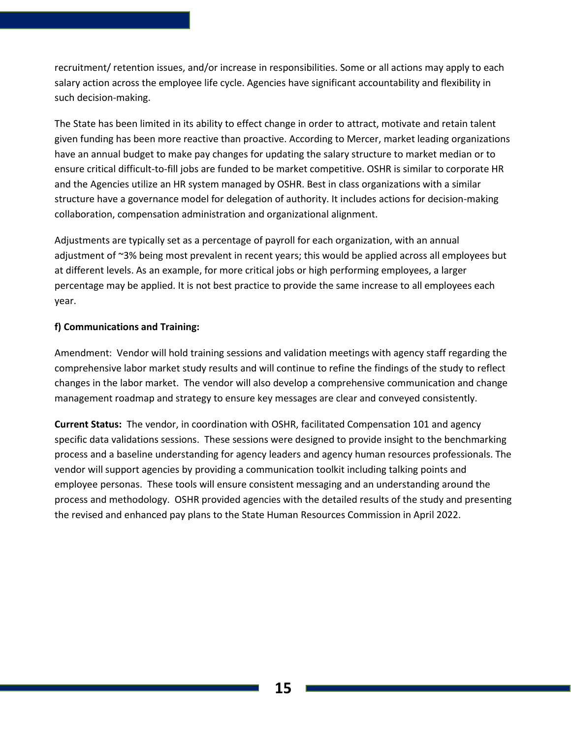recruitment/ retention issues, and/or increase in responsibilities. Some or all actions may apply to each salary action across the employee life cycle. Agencies have significant accountability and flexibility in such decision-making.

The State has been limited in its ability to effect change in order to attract, motivate and retain talent given funding has been more reactive than proactive. According to Mercer, market leading organizations have an annual budget to make pay changes for updating the salary structure to market median or to ensure critical difficult-to-fill jobs are funded to be market competitive. OSHR is similar to corporate HR and the Agencies utilize an HR system managed by OSHR. Best in class organizations with a similar structure have a governance model for delegation of authority. It includes actions for decision-making collaboration, compensation administration and organizational alignment.

Adjustments are typically set as a percentage of payroll for each organization, with an annual adjustment of ~3% being most prevalent in recent years; this would be applied across all employees but at different levels. As an example, for more critical jobs or high performing employees, a larger percentage may be applied. It is not best practice to provide the same increase to all employees each year.

**f) Communications and Training:**

Amendment: Vendor will hold training sessions and validation meetings with agency staff regarding the comprehensive labor market study results and will continue to refine the findings of the study to reflect changes in the labor market. The vendor will also develop a comprehensive communication and change management roadmap and strategy to ensure key messages are clear and conveyed consistently.

**Current Status:** The vendor, in coordination with OSHR, facilitated Compensation 101 and agency specific data validations sessions. These sessions were designed to provide insight to the benchmarking process and a baseline understanding for agency leaders and agency human resources professionals. The vendor will support agencies by providing a communication toolkit including talking points and employee personas. These tools will ensure consistent messaging and an understanding around the process and methodology. OSHR provided agencies with the detailed results of the study and presenting the revised and enhanced pay plans to the State Human Resources Commission in April 2022.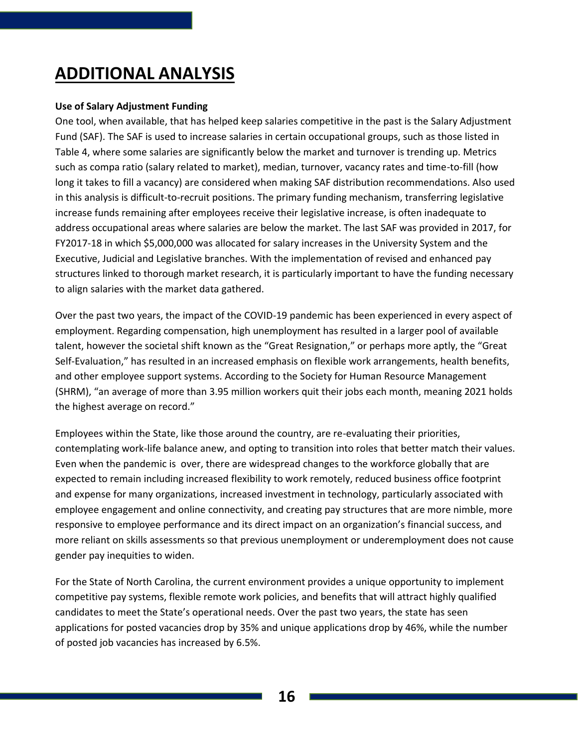# ADDITIONAL ANALYSIS

**Use of Salary Adjustment Funding**

One tool, when available, that has helped keep salaries competitive in the past is the Salary Adjustment Fund (SAF). The SAF is used to increase salaries in certain occupational groups, such as those listed in Table 4, where some salaries are significantly below the market and turnover is trending up. Metrics such as compa ratio (salary related to market), median, turnover, vacancy rates and time-to-fill (how long it takes to fill a vacancy) are considered when making SAF distribution recommendations. Also used in this analysis is difficult-to-recruit positions. The primary funding mechanism, transferring legislative increase funds remaining after employees receive their legislative increase, is often inadequate to address occupational areas where salaries are below the market. The last SAF was provided in 2017, for FY2017-18 in which $5,000,000 was allocated for salary increases in the University System and the Executive, Judicial and Legislative branches. With the implementation of revised and enhanced pay structures linked to thorough market research, it is particularly important to have the funding necessary to align salaries with the market data gathered.

Over the past two years, the impact of the COVID-19 pandemic has been experienced in every aspect of employment. Regarding compensation, high unemployment has resulted in a larger pool of available talent, however the societal shift known as the "Great Resignation," or perhaps more aptly, the "Great Self-Evaluation," has resulted in an increased emphasis on flexible work arrangements, health benefits, and other employee support systems. According to the Society for Human Resource Management (SHRM), "an average of more than 3.95 million workers quit their jobs each month, meaning 2021 holds the highest average on record."

Employees within the State, like those around the country, are re-evaluating their priorities, contemplating work-life balance anew, and opting to transition into roles that better match their values. Even when the pandemic is over, there are widespread changes to the workforce globally that are expected to remain including increased flexibility to work remotely, reduced business office footprint and expense for many organizations, increased investment in technology, particularly associated with employee engagement and online connectivity, and creating pay structures that are more nimble, more responsive to employee performance and its direct impact on an organization's financial success, and more reliant on skills assessments so that previous unemployment or underemployment does not cause gender pay inequities to widen.

For the State of North Carolina, the current environment provides a unique opportunity to implement competitive pay systems, flexible remote work policies, and benefits that will attract highly qualified candidates to meet the State's operational needs. Over the past two years, the state has seen applications for posted vacancies drop by 35% and unique applications drop by 46%, while the number of posted job vacancies has increased by 6.5%.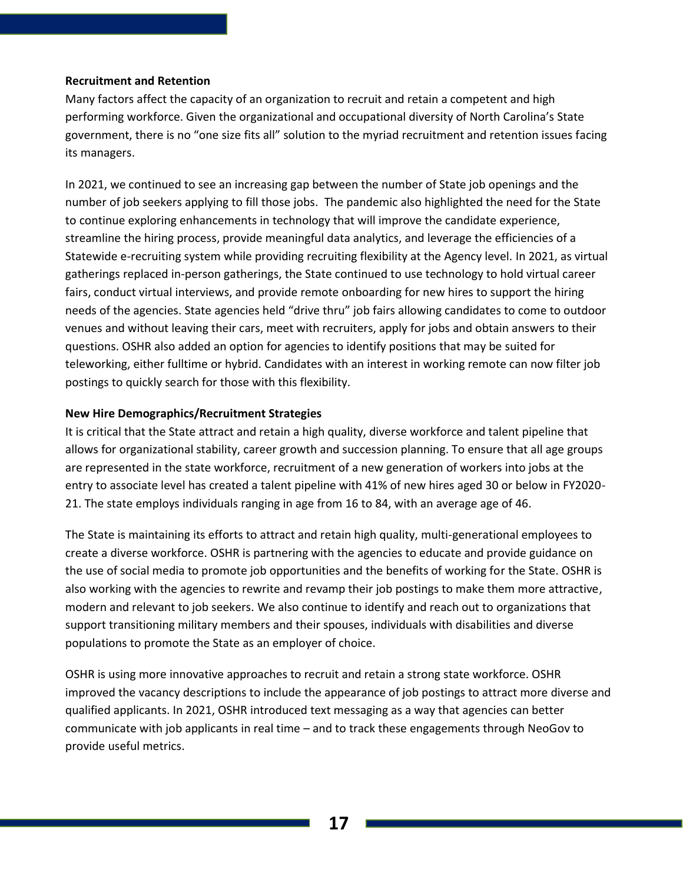**Recruitment and Retention**

Many factors affect the capacity of an organization to recruit and retain a competent and high performing workforce. Given the organizational and occupational diversity of North Carolina's State government, there is no "one size fits all" solution to the myriad recruitment and retention issues facing its managers.

In 2021, we continued to see an increasing gap between the number of State job openings and the number of job seekers applying to fill those jobs. The pandemic also highlighted the need for the State to continue exploring enhancements in technology that will improve the candidate experience, streamline the hiring process, provide meaningful data analytics, and leverage the efficiencies of a Statewide e-recruiting system while providing recruiting flexibility at the Agency level. In 2021, as virtual gatherings replaced in-person gatherings, the State continued to use technology to hold virtual career fairs, conduct virtual interviews, and provide remote onboarding for new hires to support the hiring needs of the agencies. State agencies held "drive thru" job fairs allowing candidates to come to outdoor venues and without leaving their cars, meet with recruiters, apply for jobs and obtain answers to their questions. OSHR also added an option for agencies to identify positions that may be suited for teleworking, either fulltime or hybrid. Candidates with an interest in working remote can now filter job postings to quickly search for those with this flexibility.

**New Hire Demographics/Recruitment Strategies**

It is critical that the State attract and retain a high quality, diverse workforce and talent pipeline that allows for organizational stability, career growth and succession planning. To ensure that all age groups are represented in the state workforce, recruitment of a new generation of workers into jobs at the entry to associate level has created a talent pipeline with 41% of new hires aged 30 or below in FY2020-21. The state employs individuals ranging in age from 16 to 84, with an average age of 46.

The State is maintaining its efforts to attract and retain high quality, multi-generational employees to create a diverse workforce. OSHR is partnering with the agencies to educate and provide guidance on the use of social media to promote job opportunities and the benefits of working for the State. OSHR is also working with the agencies to rewrite and revamp their job postings to make them more attractive, modern and relevant to job seekers. We also continue to identify and reach out to organizations that support transitioning military members and their spouses, individuals with disabilities and diverse populations to promote the State as an employer of choice.

OSHR is using more innovative approaches to recruit and retain a strong state workforce. OSHR improved the vacancy descriptions to include the appearance of job postings to attract more diverse and qualified applicants. In 2021, OSHR introduced text messaging as a way that agencies can better communicate with job applicants in real time – and to track these engagements through NeoGov to provide useful metrics.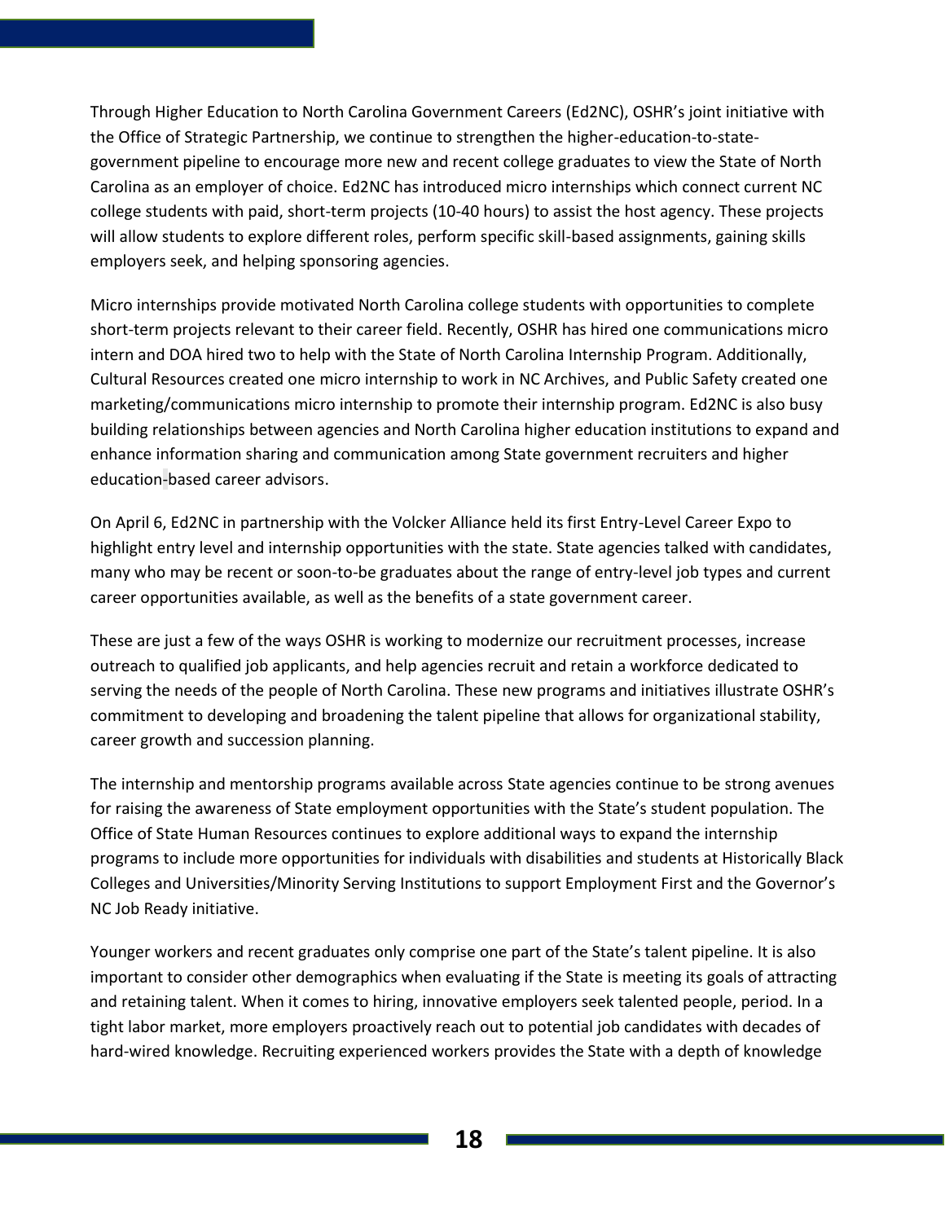Through Higher Education to North Carolina Government Careers (Ed2NC), OSHR's joint initiative with the Office of Strategic Partnership, we continue to strengthen the higher-education-to-state-government pipeline to encourage more new and recent college graduates to view the State of North Carolina as an employer of choice. Ed2NC has introduced micro internships which connect current NC college students with paid, short-term projects (10-40 hours) to assist the host agency. These projects will allow students to explore different roles, perform specific skill-based assignments, gaining skills employers seek, and helping sponsoring agencies.

Micro internships provide motivated North Carolina college students with opportunities to complete short-term projects relevant to their career field. Recently, OSHR has hired one communications micro intern and DOA hired two to help with the State of North Carolina Internship Program. Additionally, Cultural Resources created one micro internship to work in NC Archives, and Public Safety created one marketing/communications micro internship to promote their internship program. Ed2NC is also busy building relationships between agencies and North Carolina higher education institutions to expand and enhance information sharing and communication among State government recruiters and higher education-based career advisors.

On April 6, Ed2NC in partnership with the Volcker Alliance held its first Entry-Level Career Expo to highlight entry level and internship opportunities with the state. State agencies talked with candidates, many who may be recent or soon-to-be graduates about the range of entry-level job types and current career opportunities available, as well as the benefits of a state government career.

These are just a few of the ways OSHR is working to modernize our recruitment processes, increase outreach to qualified job applicants, and help agencies recruit and retain a workforce dedicated to serving the needs of the people of North Carolina. These new programs and initiatives illustrate OSHR's commitment to developing and broadening the talent pipeline that allows for organizational stability, career growth and succession planning.

The internship and mentorship programs available across State agencies continue to be strong avenues for raising the awareness of State employment opportunities with the State's student population. The Office of State Human Resources continues to explore additional ways to expand the internship programs to include more opportunities for individuals with disabilities and students at Historically Black Colleges and Universities/Minority Serving Institutions to support Employment First and the Governor's NC Job Ready initiative.

Younger workers and recent graduates only comprise one part of the State's talent pipeline. It is also important to consider other demographics when evaluating if the State is meeting its goals of attracting and retaining talent. When it comes to hiring, innovative employers seek talented people, period. In a tight labor market, more employers proactively reach out to potential job candidates with decades of hard-wired knowledge. Recruiting experienced workers provides the State with a depth of knowledge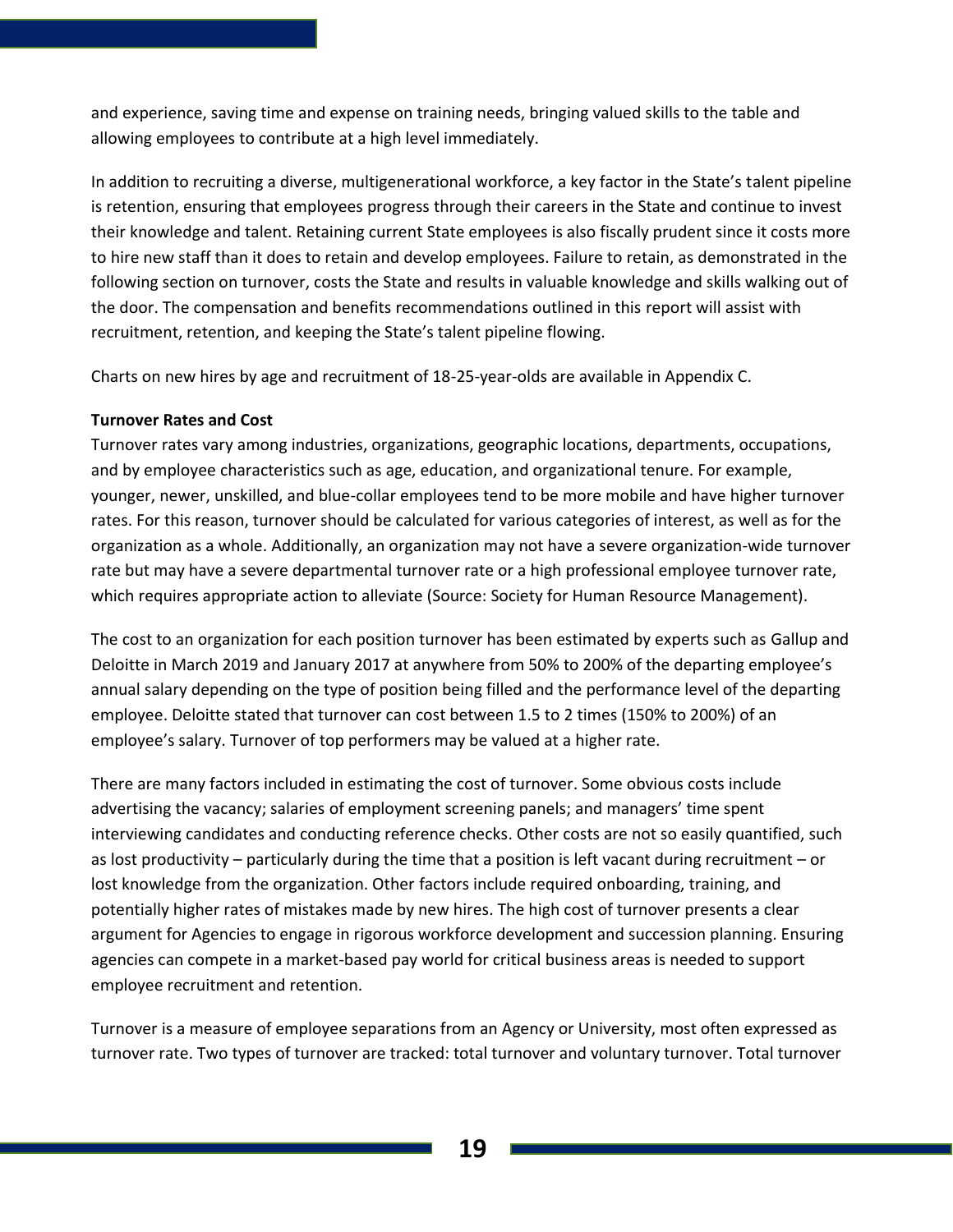and experience, saving time and expense on training needs, bringing valued skills to the table and allowing employees to contribute at a high level immediately.

In addition to recruiting a diverse, multigenerational workforce, a key factor in the State's talent pipeline is retention, ensuring that employees progress through their careers in the State and continue to invest their knowledge and talent. Retaining current State employees is also fiscally prudent since it costs more to hire new staff than it does to retain and develop employees. Failure to retain, as demonstrated in the following section on turnover, costs the State and results in valuable knowledge and skills walking out of the door. The compensation and benefits recommendations outlined in this report will assist with recruitment, retention, and keeping the State's talent pipeline flowing.

Charts on new hires by age and recruitment of 18-25-year-olds are available in Appendix C.

**Turnover Rates and Cost**

Turnover rates vary among industries, organizations, geographic locations, departments, occupations, and by employee characteristics such as age, education, and organizational tenure. For example, younger, newer, unskilled, and blue-collar employees tend to be more mobile and have higher turnover rates. For this reason, turnover should be calculated for various categories of interest, as well as for the organization as a whole. Additionally, an organization may not have a severe organization-wide turnover rate but may have a severe departmental turnover rate or a high professional employee turnover rate, which requires appropriate action to alleviate (Source: Society for Human Resource Management).

The cost to an organization for each position turnover has been estimated by experts such as Gallup and Deloitte in March 2019 and January 2017 at anywhere from 50% to 200% of the departing employee's annual salary depending on the type of position being filled and the performance level of the departing employee. Deloitte stated that turnover can cost between 1.5 to 2 times (150% to 200%) of an employee's salary. Turnover of top performers may be valued at a higher rate.

There are many factors included in estimating the cost of turnover. Some obvious costs include advertising the vacancy; salaries of employment screening panels; and managers' time spent interviewing candidates and conducting reference checks. Other costs are not so easily quantified, such as lost productivity – particularly during the time that a position is left vacant during recruitment – or lost knowledge from the organization. Other factors include required onboarding, training, and potentially higher rates of mistakes made by new hires. The high cost of turnover presents a clear argument for Agencies to engage in rigorous workforce development and succession planning. Ensuring agencies can compete in a market-based pay world for critical business areas is needed to support employee recruitment and retention.

Turnover is a measure of employee separations from an Agency or University, most often expressed as turnover rate. Two types of turnover are tracked: total turnover and voluntary turnover. Total turnover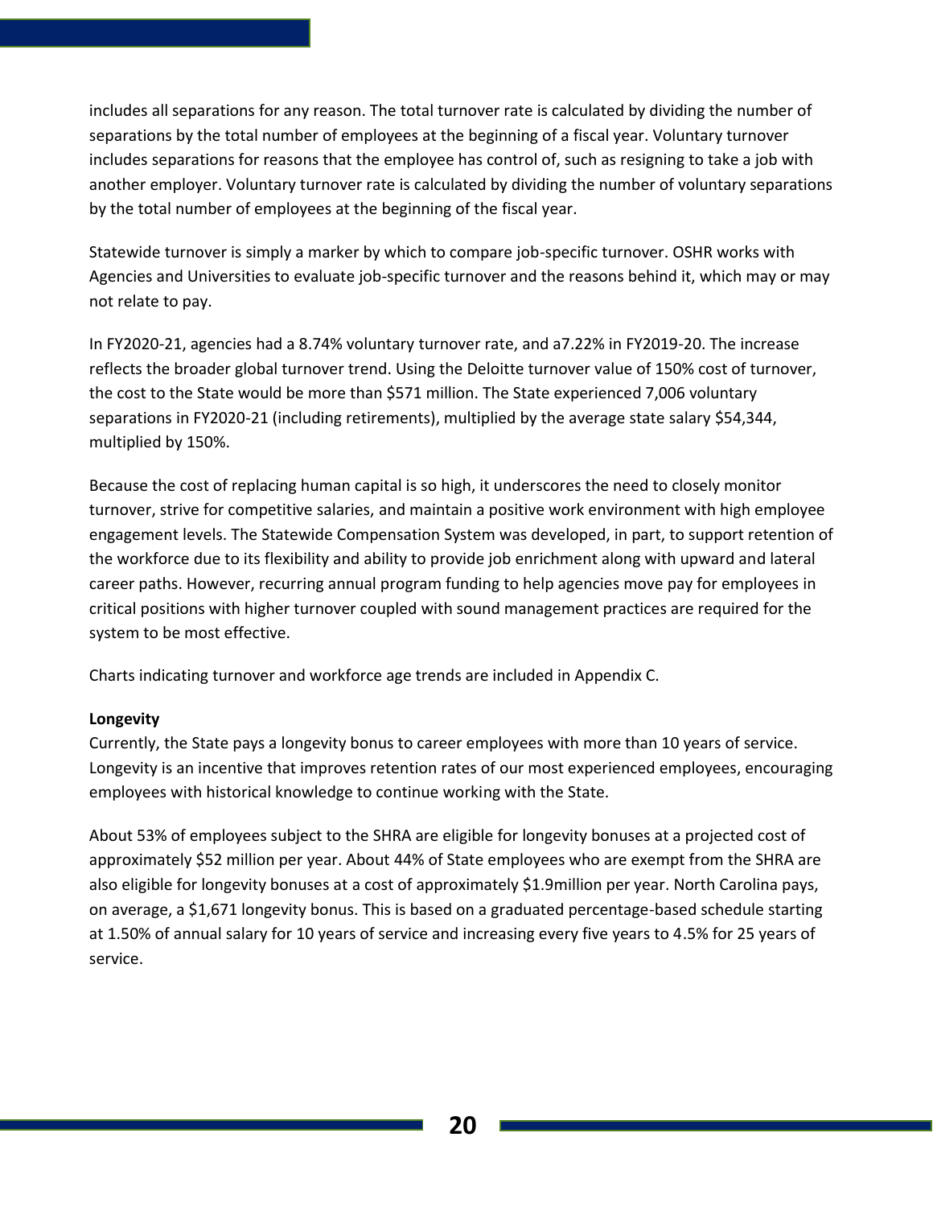includes all separations for any reason. The total turnover rate is calculated by dividing the number of separations by the total number of employees at the beginning of a fiscal year. Voluntary turnover includes separations for reasons that the employee has control of, such as resigning to take a job with another employer. Voluntary turnover rate is calculated by dividing the number of voluntary separations by the total number of employees at the beginning of the fiscal year.

Statewide turnover is simply a marker by which to compare job-specific turnover. OSHR works with Agencies and Universities to evaluate job-specific turnover and the reasons behind it, which may or may not relate to pay.

In FY2020-21, agencies had a 8.74% voluntary turnover rate, and a7.22% in FY2019-20. The increase reflects the broader global turnover trend. Using the Deloitte turnover value of 150% cost of turnover, the cost to the State would be more than $571 million. The State experienced 7,006 voluntary separations in FY2020-21 (including retirements), multiplied by the average state salary $54,344, multiplied by 150%.

Because the cost of replacing human capital is so high, it underscores the need to closely monitor turnover, strive for competitive salaries, and maintain a positive work environment with high employee engagement levels. The Statewide Compensation System was developed, in part, to support retention of the workforce due to its flexibility and ability to provide job enrichment along with upward and lateral career paths. However, recurring annual program funding to help agencies move pay for employees in critical positions with higher turnover coupled with sound management practices are required for the system to be most effective.

Charts indicating turnover and workforce age trends are included in Appendix C.

**Longevity**

Currently, the State pays a longevity bonus to career employees with more than 10 years of service. Longevity is an incentive that improves retention rates of our most experienced employees, encouraging employees with historical knowledge to continue working with the State.

About 53% of employees subject to the SHRA are eligible for longevity bonuses at a projected cost of approximately $52 million per year. About 44% of State employees who are exempt from the SHRA are also eligible for longevity bonuses at a cost of approximately $1.9million per year. North Carolina pays, on average, a $1,671 longevity bonus. This is based on a graduated percentage-based schedule starting at 1.50% of annual salary for 10 years of service and increasing every five years to 4.5% for 25 years of service.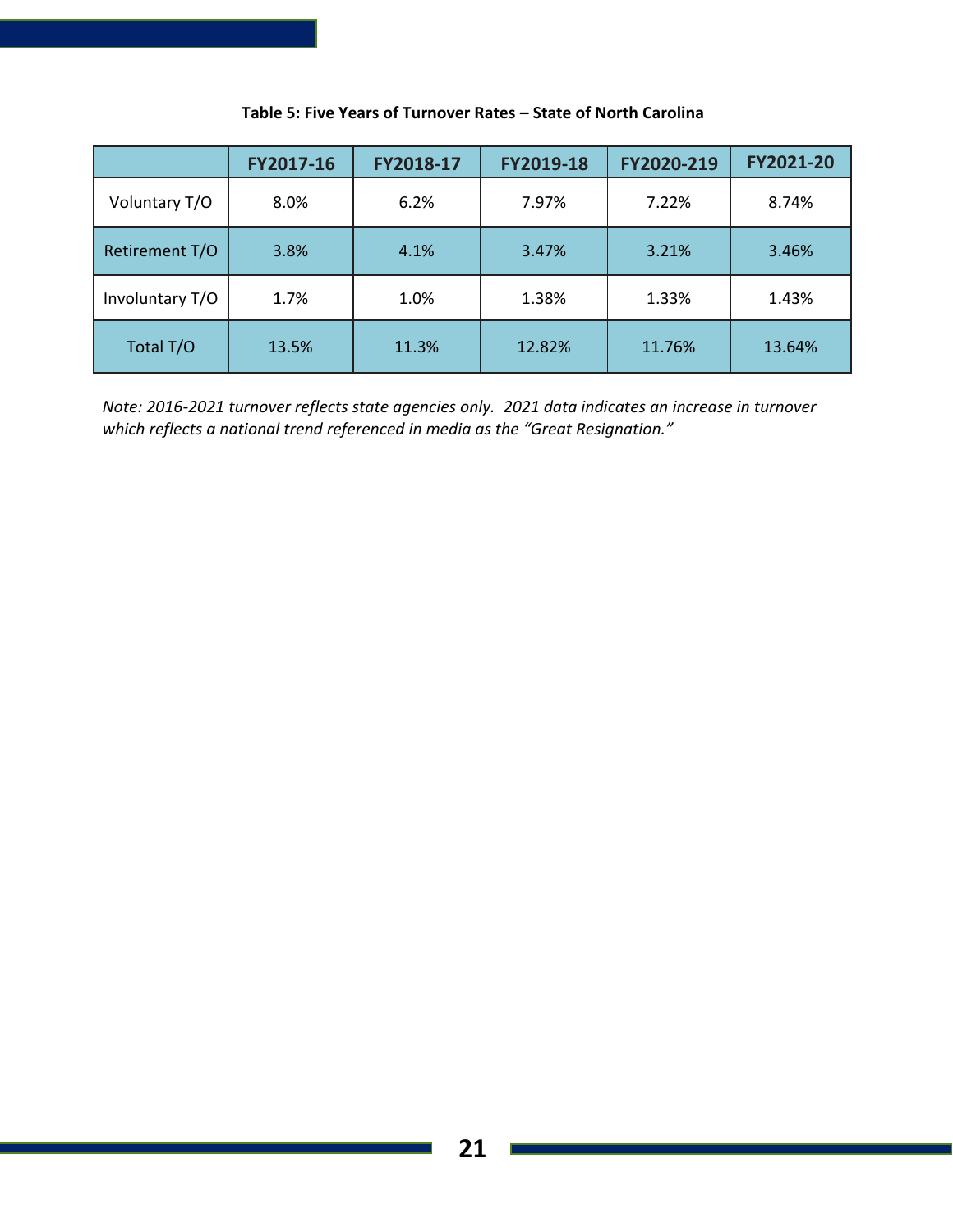**Table 5: Five Years of Turnover Rates – State of North Carolina**

| | FY2017-16 | FY2018-17 | FY2019-18 | FY2020-219 | FY2021-20 |
|---|---|---|---|---|---|
| Voluntary T/O | 8.0% | 6.2% | 7.97% | 7.22% | 8.74% |
| Retirement T/O | 3.8% | 4.1% | 3.47% | 3.21% | 3.46% |
| Involuntary T/O | 1.7% | 1.0% | 1.38% | 1.33% | 1.43% |
| Total T/O | 13.5% | 11.3% | 12.82% | 11.76% | 13.64% |

*Note: 2016-2021 turnover reflects state agencies only. 2021 data indicates an increase in turnover which reflects a national trend referenced in media as the "Great Resignation."*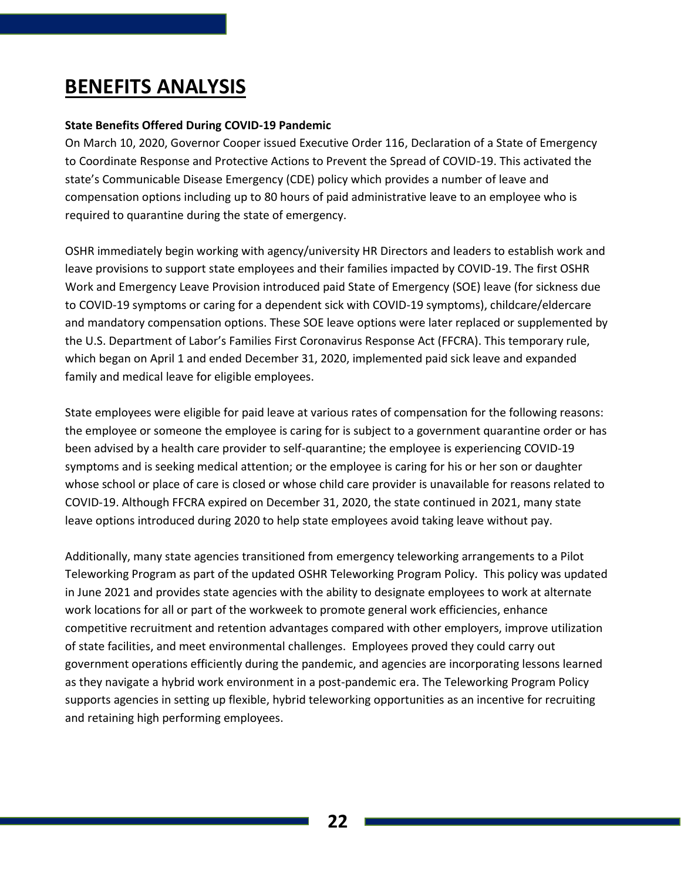# BENEFITS ANALYSIS

**State Benefits Offered During COVID-19 Pandemic**

On March 10, 2020, Governor Cooper issued Executive Order 116, Declaration of a State of Emergency to Coordinate Response and Protective Actions to Prevent the Spread of COVID-19. This activated the state's Communicable Disease Emergency (CDE) policy which provides a number of leave and compensation options including up to 80 hours of paid administrative leave to an employee who is required to quarantine during the state of emergency.

OSHR immediately begin working with agency/university HR Directors and leaders to establish work and leave provisions to support state employees and their families impacted by COVID-19. The first OSHR Work and Emergency Leave Provision introduced paid State of Emergency (SOE) leave (for sickness due to COVID-19 symptoms or caring for a dependent sick with COVID-19 symptoms), childcare/eldercare and mandatory compensation options. These SOE leave options were later replaced or supplemented by the U.S. Department of Labor's Families First Coronavirus Response Act (FFCRA). This temporary rule, which began on April 1 and ended December 31, 2020, implemented paid sick leave and expanded family and medical leave for eligible employees.

State employees were eligible for paid leave at various rates of compensation for the following reasons: the employee or someone the employee is caring for is subject to a government quarantine order or has been advised by a health care provider to self-quarantine; the employee is experiencing COVID-19 symptoms and is seeking medical attention; or the employee is caring for his or her son or daughter whose school or place of care is closed or whose child care provider is unavailable for reasons related to COVID-19. Although FFCRA expired on December 31, 2020, the state continued in 2021, many state leave options introduced during 2020 to help state employees avoid taking leave without pay.

Additionally, many state agencies transitioned from emergency teleworking arrangements to a Pilot Teleworking Program as part of the updated OSHR Teleworking Program Policy. This policy was updated in June 2021 and provides state agencies with the ability to designate employees to work at alternate work locations for all or part of the workweek to promote general work efficiencies, enhance competitive recruitment and retention advantages compared with other employers, improve utilization of state facilities, and meet environmental challenges. Employees proved they could carry out government operations efficiently during the pandemic, and agencies are incorporating lessons learned as they navigate a hybrid work environment in a post-pandemic era. The Teleworking Program Policy supports agencies in setting up flexible, hybrid teleworking opportunities as an incentive for recruiting and retaining high performing employees.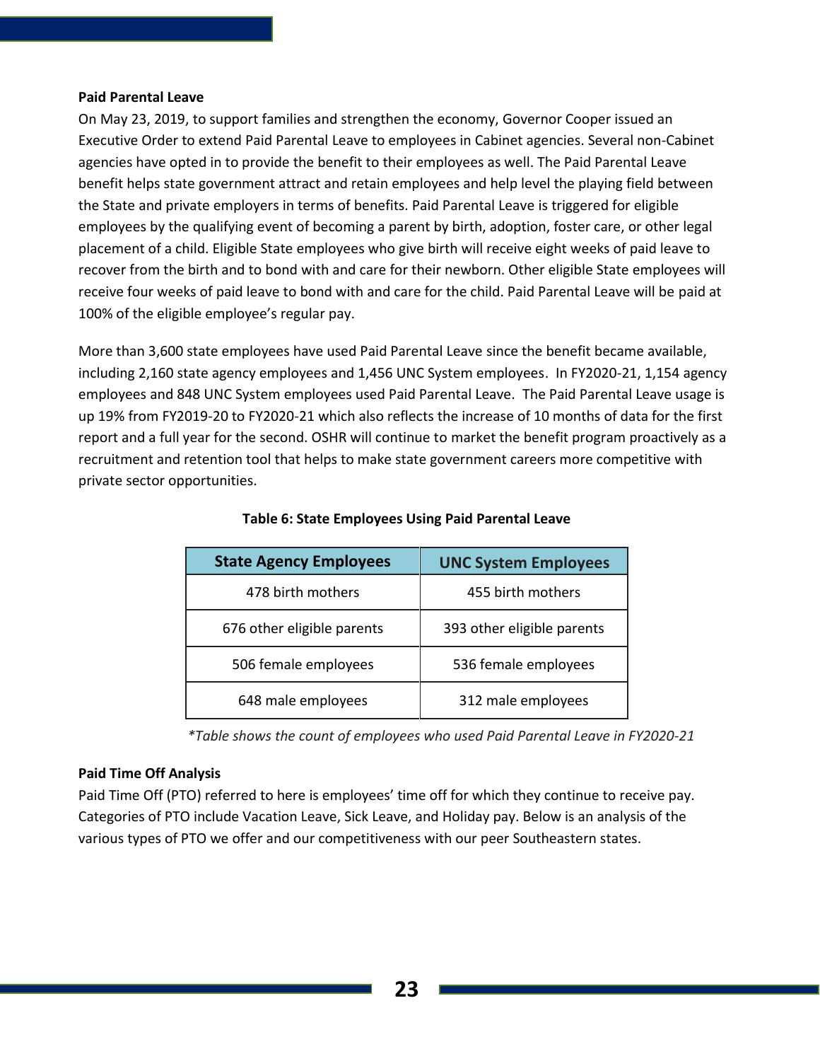**Paid Parental Leave**

On May 23, 2019, to support families and strengthen the economy, Governor Cooper issued an Executive Order to extend Paid Parental Leave to employees in Cabinet agencies. Several non-Cabinet agencies have opted in to provide the benefit to their employees as well. The Paid Parental Leave benefit helps state government attract and retain employees and help level the playing field between the State and private employers in terms of benefits. Paid Parental Leave is triggered for eligible employees by the qualifying event of becoming a parent by birth, adoption, foster care, or other legal placement of a child. Eligible State employees who give birth will receive eight weeks of paid leave to recover from the birth and to bond with and care for their newborn. Other eligible State employees will receive four weeks of paid leave to bond with and care for the child. Paid Parental Leave will be paid at 100% of the eligible employee's regular pay.

More than 3,600 state employees have used Paid Parental Leave since the benefit became available, including 2,160 state agency employees and 1,456 UNC System employees. In FY2020-21, 1,154 agency employees and 848 UNC System employees used Paid Parental Leave. The Paid Parental Leave usage is up 19% from FY2019-20 to FY2020-21 which also reflects the increase of 10 months of data for the first report and a full year for the second. OSHR will continue to market the benefit program proactively as a recruitment and retention tool that helps to make state government careers more competitive with private sector opportunities.

**Table 6: State Employees Using Paid Parental Leave**

| State Agency Employees | UNC System Employees |
| --- | --- |
| 478 birth mothers | 455 birth mothers |
| 676 other eligible parents | 393 other eligible parents |
| 506 female employees | 536 female employees |
| 648 male employees | 312 male employees |

*\*Table shows the count of employees who used Paid Parental Leave in FY2020-21*

**Paid Time Off Analysis**

Paid Time Off (PTO) referred to here is employees' time off for which they continue to receive pay. Categories of PTO include Vacation Leave, Sick Leave, and Holiday pay. Below is an analysis of the various types of PTO we offer and our competitiveness with our peer Southeastern states.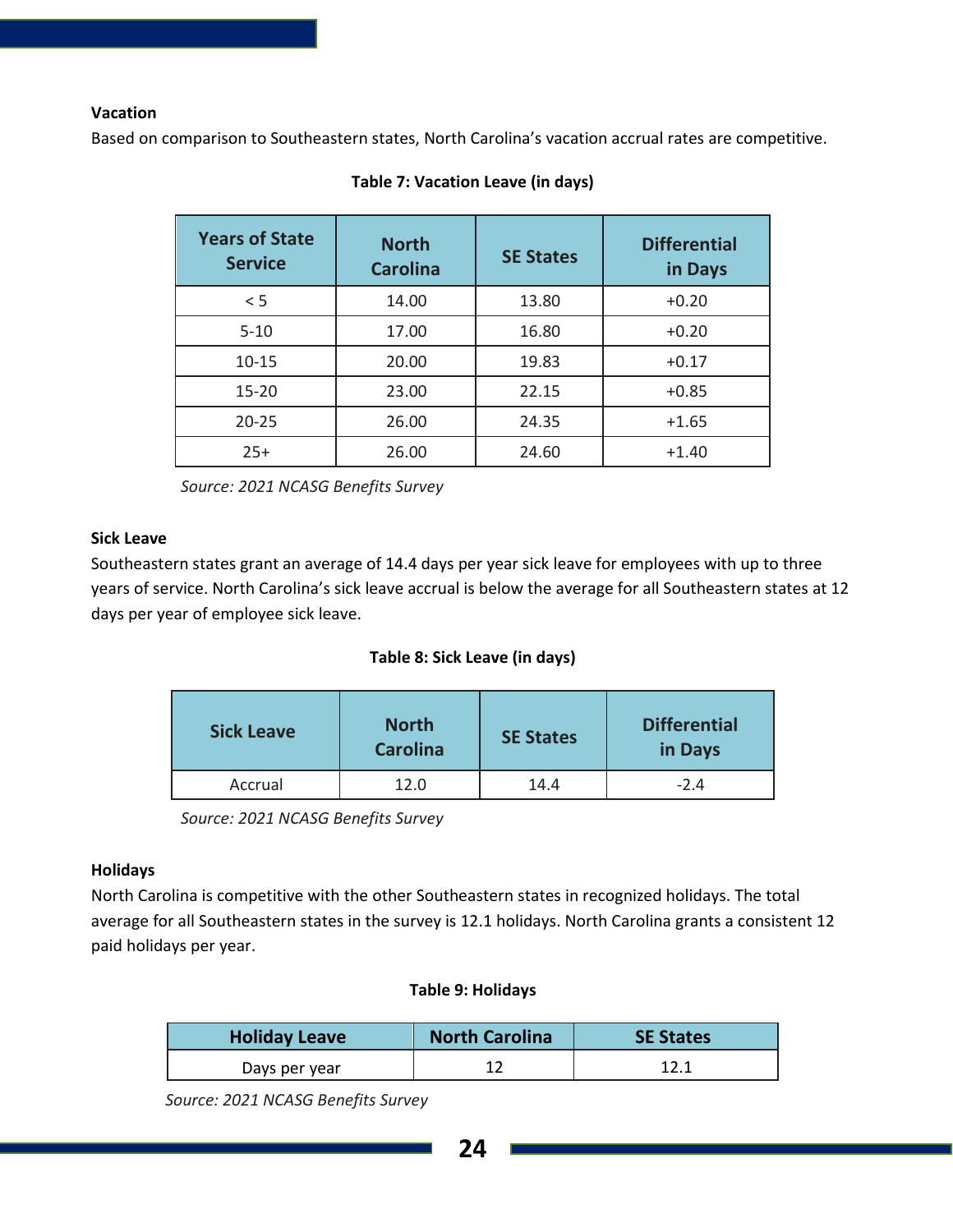### Vacation

Based on comparison to Southeastern states, North Carolina's vacation accrual rates are competitive.

**Table 7: Vacation Leave (in days)**

| Years of State Service | North Carolina | SE States | Differential in Days |
|---|---|---|---|
| < 5 | 14.00 | 13.80 | +0.20 |
| 5-10 | 17.00 | 16.80 | +0.20 |
| 10-15 | 20.00 | 19.83 | +0.17 |
| 15-20 | 23.00 | 22.15 | +0.85 |
| 20-25 | 26.00 | 24.35 | +1.65 |
| 25+ | 26.00 | 24.60 | +1.40 |

*Source: 2021 NCASG Benefits Survey*

### Sick Leave

Southeastern states grant an average of 14.4 days per year sick leave for employees with up to three years of service. North Carolina's sick leave accrual is below the average for all Southeastern states at 12 days per year of employee sick leave.

**Table 8: Sick Leave (in days)**

| Sick Leave | North Carolina | SE States | Differential in Days |
|---|---|---|---|
| Accrual | 12.0 | 14.4 | -2.4 |

*Source: 2021 NCASG Benefits Survey*

### Holidays

North Carolina is competitive with the other Southeastern states in recognized holidays. The total average for all Southeastern states in the survey is 12.1 holidays. North Carolina grants a consistent 12 paid holidays per year.

**Table 9: Holidays**

| Holiday Leave | North Carolina | SE States |
|---|---|---|
| Days per year | 12 | 12.1 |

*Source: 2021 NCASG Benefits Survey*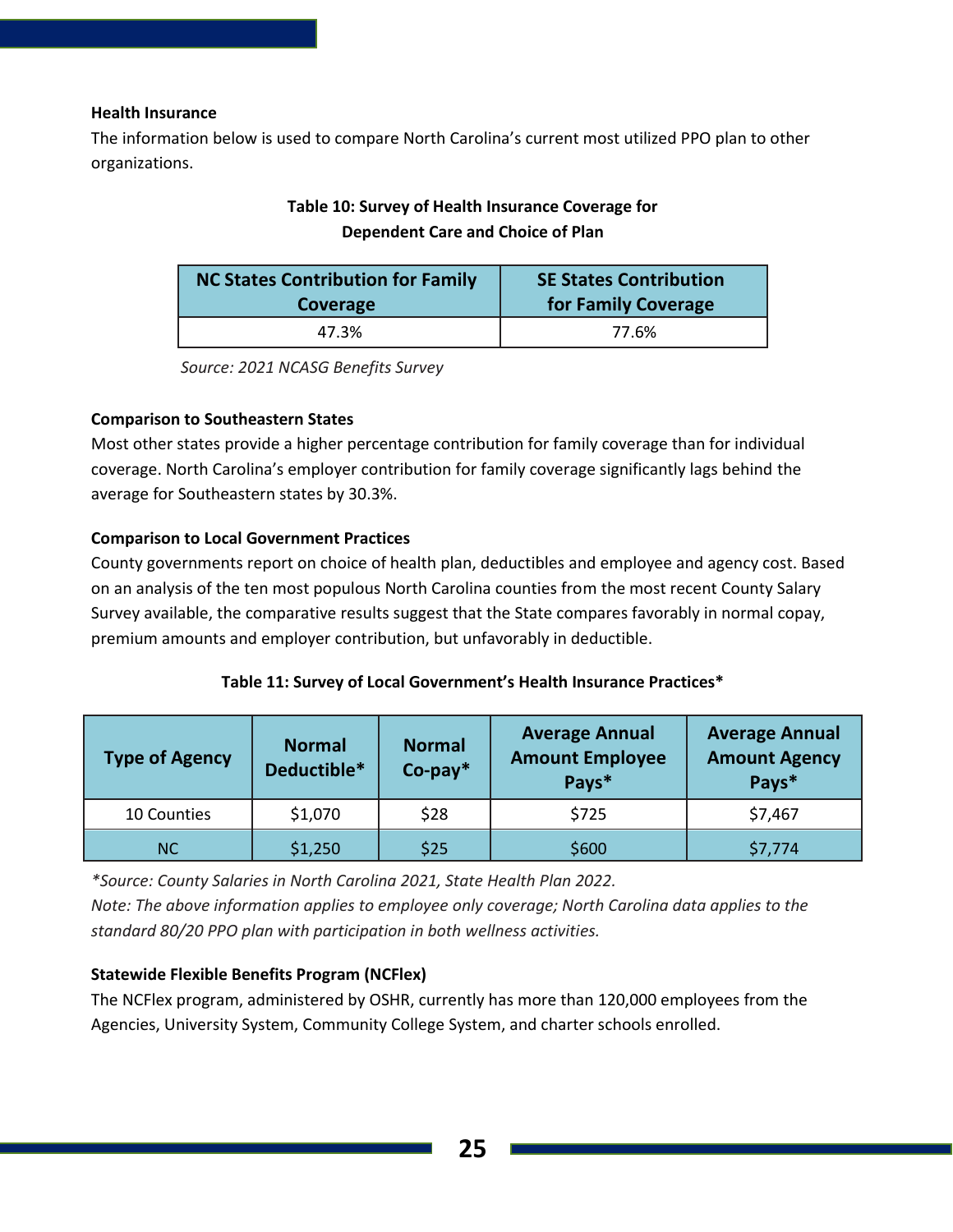### Health Insurance

The information below is used to compare North Carolina's current most utilized PPO plan to other organizations.

**Table 10: Survey of Health Insurance Coverage for Dependent Care and Choice of Plan**

| NC States Contribution for Family Coverage | SE States Contribution for Family Coverage |
|---|---|
| 47.3% | 77.6% |

*Source: 2021 NCASG Benefits Survey*

### Comparison to Southeastern States

Most other states provide a higher percentage contribution for family coverage than for individual coverage. North Carolina's employer contribution for family coverage significantly lags behind the average for Southeastern states by 30.3%.

### Comparison to Local Government Practices

County governments report on choice of health plan, deductibles and employee and agency cost. Based on an analysis of the ten most populous North Carolina counties from the most recent County Salary Survey available, the comparative results suggest that the State compares favorably in normal copay, premium amounts and employer contribution, but unfavorably in deductible.

**Table 11: Survey of Local Government's Health Insurance Practices***

| Type of Agency | Normal Deductible* | Normal Co-pay* | Average Annual Amount Employee Pays* | Average Annual Amount Agency Pays* |
|---|---|---|---|---|
| 10 Counties | $1,070 | $28 | $725 | $7,467 |
| NC | $1,250 | $25 | $600 | $7,774 |

**Source: County Salaries in North Carolina 2021, State Health Plan 2022.*

*Note: The above information applies to employee only coverage; North Carolina data applies to the standard 80/20 PPO plan with participation in both wellness activities.*

### Statewide Flexible Benefits Program (NCFlex)

The NCFlex program, administered by OSHR, currently has more than 120,000 employees from the Agencies, University System, Community College System, and charter schools enrolled.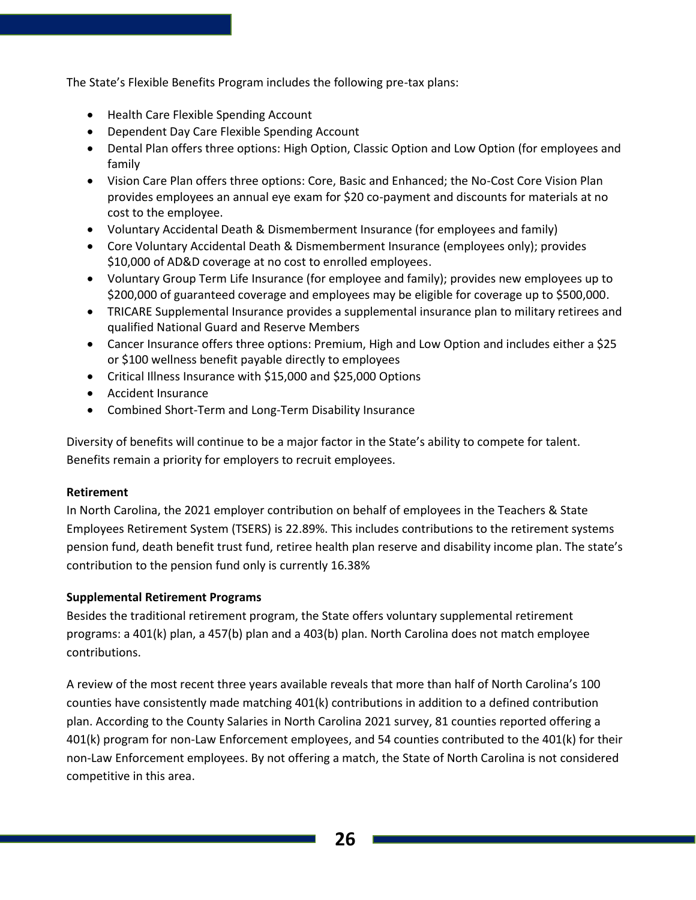The State's Flexible Benefits Program includes the following pre-tax plans:

- Health Care Flexible Spending Account
- Dependent Day Care Flexible Spending Account
- Dental Plan offers three options: High Option, Classic Option and Low Option (for employees and family
- Vision Care Plan offers three options: Core, Basic and Enhanced; the No-Cost Core Vision Plan provides employees an annual eye exam for $20 co-payment and discounts for materials at no cost to the employee.
- Voluntary Accidental Death & Dismemberment Insurance (for employees and family)
- Core Voluntary Accidental Death & Dismemberment Insurance (employees only); provides $10,000 of AD&D coverage at no cost to enrolled employees.
- Voluntary Group Term Life Insurance (for employee and family); provides new employees up to $200,000 of guaranteed coverage and employees may be eligible for coverage up to $500,000.
- TRICARE Supplemental Insurance provides a supplemental insurance plan to military retirees and qualified National Guard and Reserve Members
- Cancer Insurance offers three options: Premium, High and Low Option and includes either a $25 or $100 wellness benefit payable directly to employees
- Critical Illness Insurance with $15,000 and $25,000 Options
- Accident Insurance
- Combined Short-Term and Long-Term Disability Insurance

Diversity of benefits will continue to be a major factor in the State's ability to compete for talent. Benefits remain a priority for employers to recruit employees.

**Retirement**

In North Carolina, the 2021 employer contribution on behalf of employees in the Teachers & State Employees Retirement System (TSERS) is 22.89%. This includes contributions to the retirement systems pension fund, death benefit trust fund, retiree health plan reserve and disability income plan. The state's contribution to the pension fund only is currently 16.38%

**Supplemental Retirement Programs**

Besides the traditional retirement program, the State offers voluntary supplemental retirement programs: a 401(k) plan, a 457(b) plan and a 403(b) plan. North Carolina does not match employee contributions.

A review of the most recent three years available reveals that more than half of North Carolina's 100 counties have consistently made matching 401(k) contributions in addition to a defined contribution plan. According to the County Salaries in North Carolina 2021 survey, 81 counties reported offering a 401(k) program for non-Law Enforcement employees, and 54 counties contributed to the 401(k) for their non-Law Enforcement employees. By not offering a match, the State of North Carolina is not considered competitive in this area.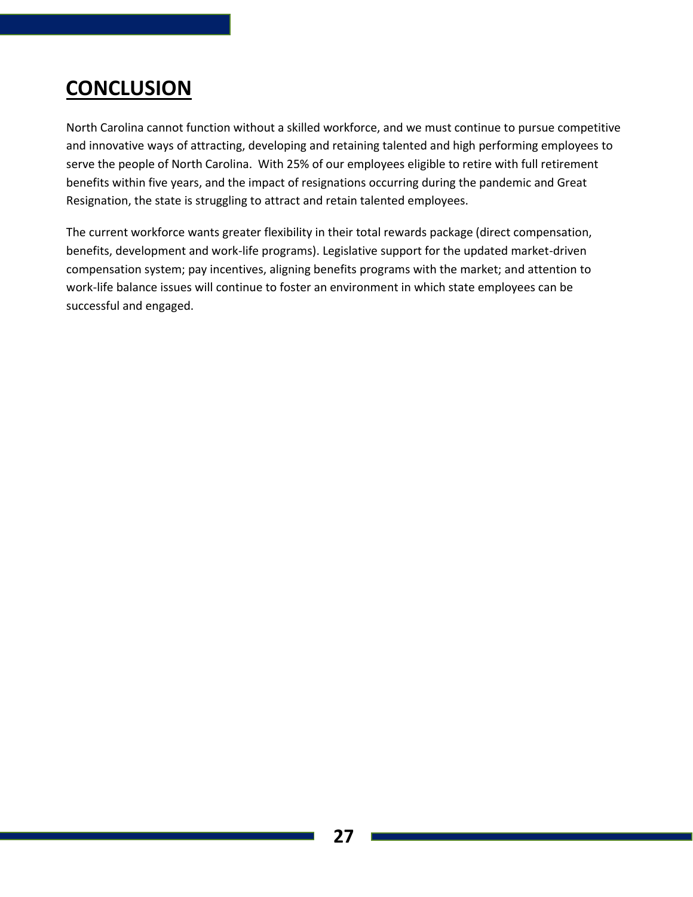# CONCLUSION

North Carolina cannot function without a skilled workforce, and we must continue to pursue competitive and innovative ways of attracting, developing and retaining talented and high performing employees to serve the people of North Carolina. With 25% of our employees eligible to retire with full retirement benefits within five years, and the impact of resignations occurring during the pandemic and Great Resignation, the state is struggling to attract and retain talented employees.

The current workforce wants greater flexibility in their total rewards package (direct compensation, benefits, development and work-life programs). Legislative support for the updated market-driven compensation system; pay incentives, aligning benefits programs with the market; and attention to work-life balance issues will continue to foster an environment in which state employees can be successful and engaged.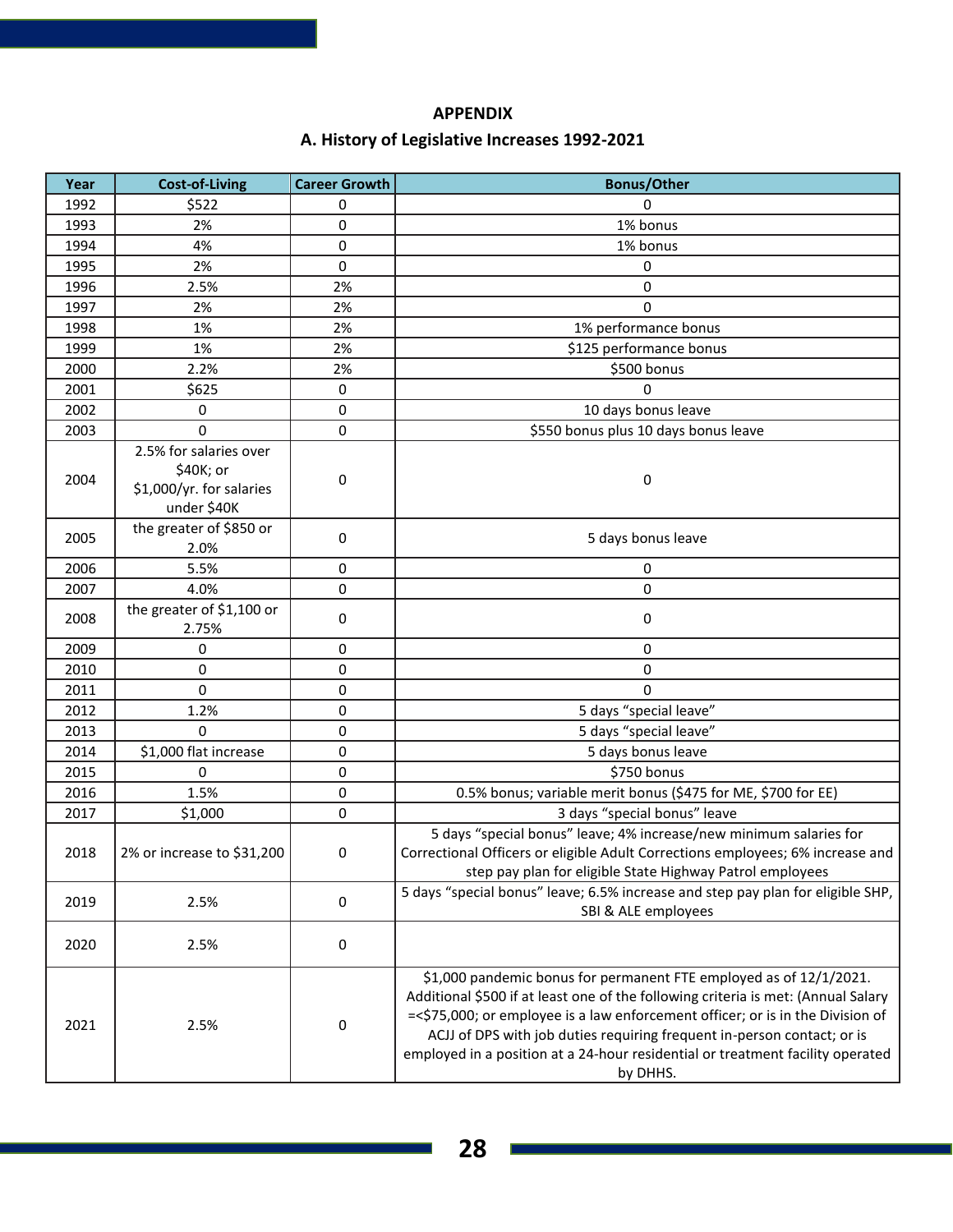## APPENDIX

### A. History of Legislative Increases 1992-2021

| Year | Cost-of-Living | Career Growth | Bonus/Other |
|---|---|---|---|
| 1992 | $522 | 0 | 0 |
| 1993 | 2% | 0 | 1% bonus |
| 1994 | 4% | 0 | 1% bonus |
| 1995 | 2% | 0 | 0 |
| 1996 | 2.5% | 2% | 0 |
| 1997 | 2% | 2% | 0 |
| 1998 | 1% | 2% | 1% performance bonus |
| 1999 | 1% | 2% | $125 performance bonus |
| 2000 | 2.2% | 2% | $500 bonus |
| 2001 | $625 | 0 | 0 |
| 2002 | 0 | 0 | 10 days bonus leave |
| 2003 | 0 | 0 | $550 bonus plus 10 days bonus leave |
| 2004 | 2.5% for salaries over $40K; or $1,000/yr. for salaries under $40K | 0 | 0 |
| 2005 | the greater of $850 or 2.0% | 0 | 5 days bonus leave |
| 2006 | 5.5% | 0 | 0 |
| 2007 | 4.0% | 0 | 0 |
| 2008 | the greater of $1,100 or 2.75% | 0 | 0 |
| 2009 | 0 | 0 | 0 |
| 2010 | 0 | 0 | 0 |
| 2011 | 0 | 0 | 0 |
| 2012 | 1.2% | 0 | 5 days "special leave" |
| 2013 | 0 | 0 | 5 days "special leave" |
| 2014 | $1,000 flat increase | 0 | 5 days bonus leave |
| 2015 | 0 | 0 | $750 bonus |
| 2016 | 1.5% | 0 | 0.5% bonus; variable merit bonus ($475 for ME, $700 for EE) |
| 2017 | $1,000 | 0 | 3 days "special bonus" leave |
| 2018 | 2% or increase to $31,200 | 0 | 5 days "special bonus" leave; 4% increase/new minimum salaries for Correctional Officers or eligible Adult Corrections employees; 6% increase and step pay plan for eligible State Highway Patrol employees |
| 2019 | 2.5% | 0 | 5 days "special bonus" leave; 6.5% increase and step pay plan for eligible SHP, SBI & ALE employees |
| 2020 | 2.5% | 0 | |
| 2021 | 2.5% | 0 | $1,000 pandemic bonus for permanent FTE employed as of 12/1/2021. Additional $500 if at least one of the following criteria is met: (Annual Salary =<$75,000; or employee is a law enforcement officer; or is in the Division of ACJJ of DPS with job duties requiring frequent in-person contact; or is employed in a position at a 24-hour residential or treatment facility operated by DHHS. |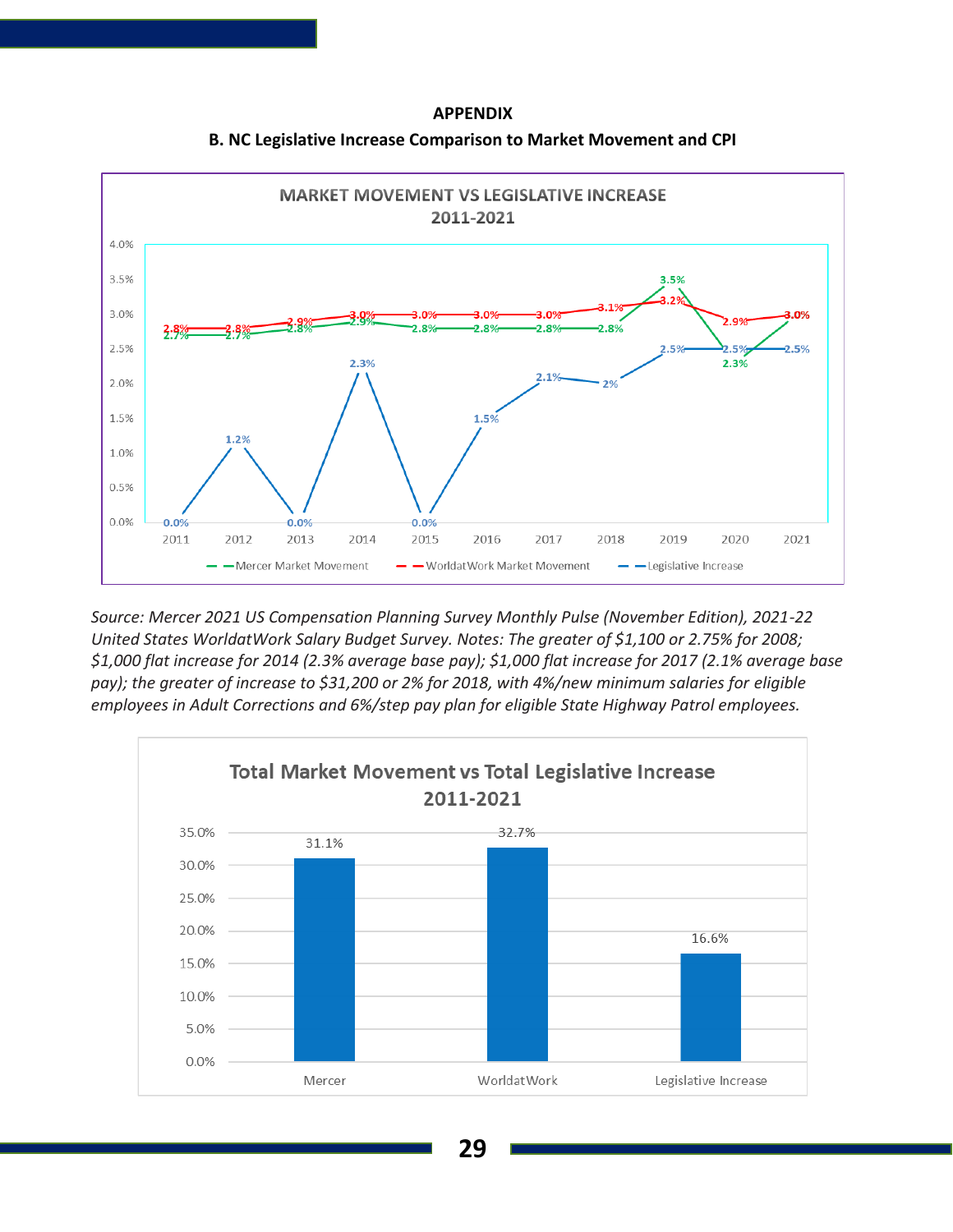# APPENDIX

## B. NC Legislative Increase Comparison to Market Movement and CPI

**MARKET MOVEMENT VS LEGISLATIVE INCREASE 2011-2021**

| Year | Mercer Market Movement | WorldatWork Market Movement | Legislative Increase |
|---|---|---|---|
| 2011 | 2.7% | 2.8% | 0.0% |
| 2012 | 2.7% | 2.8% | 1.2% |
| 2013 | 2.8% | 2.9% | 0.0% |
| 2014 | 2.9% | 3.0% | 2.3% |
| 2015 | 2.8% | 3.0% | 0.0% |
| 2016 | 2.8% | 3.0% | 1.5% |
| 2017 | 2.8% | 3.0% | 2.1% |
| 2018 | 2.8% | 3.1% | 2% |
| 2019 | 3.5% | 3.2% | 2.5% |
| 2020 | 2.3% | 2.9% | 2.5% |
| 2021 | 3.0% | 3.0% | 2.5% |

*Source: Mercer 2021 US Compensation Planning Survey Monthly Pulse (November Edition), 2021-22 United States WorldatWork Salary Budget Survey. Notes: The greater of $1,100 or 2.75% for 2008; $1,000 flat increase for 2014 (2.3% average base pay); $1,000 flat increase for 2017 (2.1% average base pay); the greater of increase to $31,200 or 2% for 2018, with 4%/new minimum salaries for eligible employees in Adult Corrections and 6%/step pay plan for eligible State Highway Patrol employees.*

**Total Market Movement vs Total Legislative Increase 2011-2021**

| | Total |
|---|---|
| Mercer | 31.1% |
| WorldatWork | 32.7% |
| Legislative Increase | 16.6% |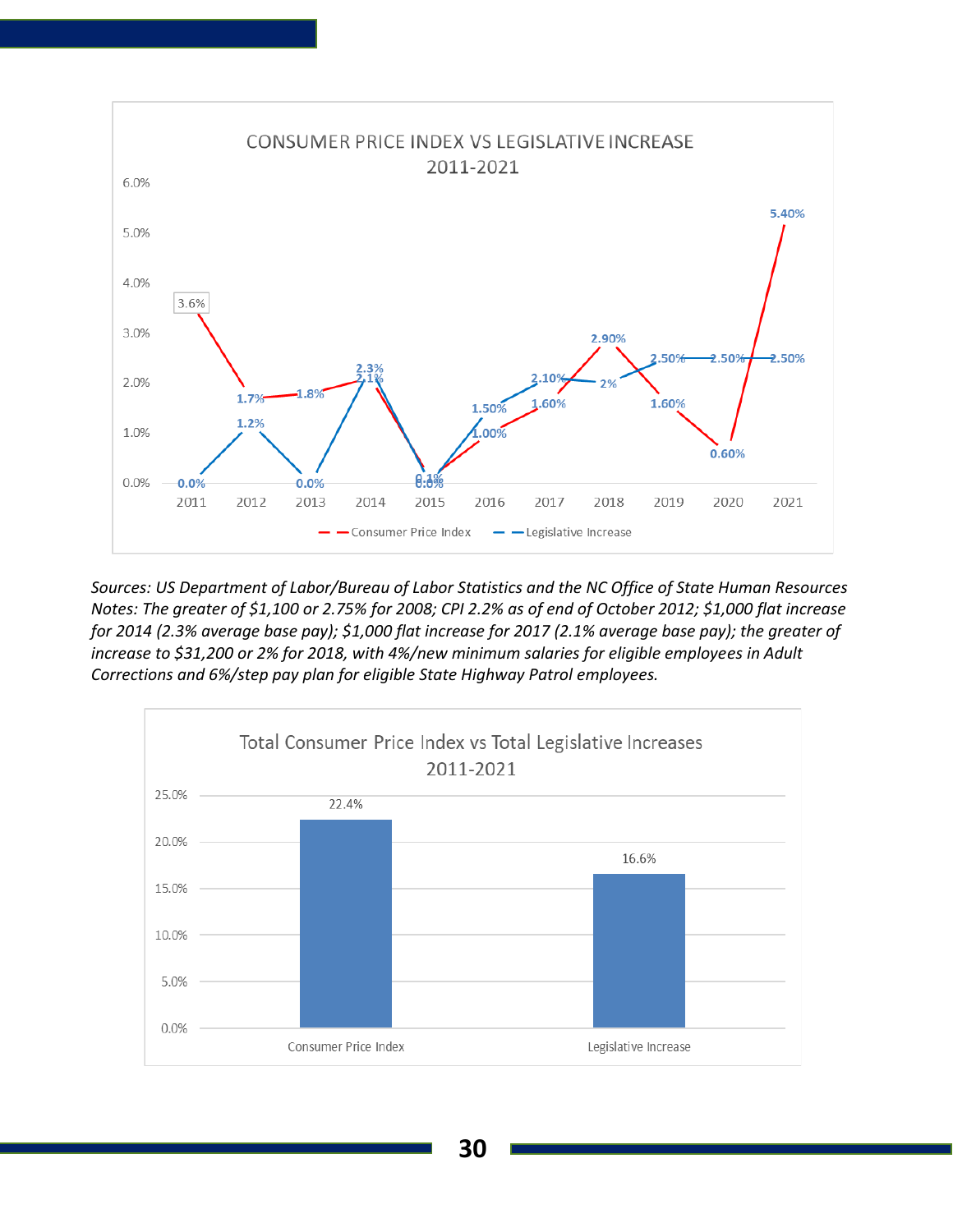## CONSUMER PRICE INDEX VS LEGISLATIVE INCREASE 2011-2021

| Year | Consumer Price Index | Legislative Increase |
|---|---|---|
| 2011 | 3.6% | 0.0% |
| 2012 | 1.7% | 1.2% |
| 2013 | 1.8% | 0.0% |
| 2014 | 2.1% | 2.3% |
| 2015 | 0.1% | 0.0% |
| 2016 | 1.00% | 1.50% |
| 2017 | 1.60% | 2.10% |
| 2018 | 2.90% | 2% |
| 2019 | 1.60% | 2.50% |
| 2020 | 0.60% | 2.50% |
| 2021 | 5.40% | 2.50% |

*Sources: US Department of Labor/Bureau of Labor Statistics and the NC Office of State Human Resources*
*Notes: The greater of $1,100 or 2.75% for 2008; CPI 2.2% as of end of October 2012; $1,000 flat increase for 2014 (2.3% average base pay); $1,000 flat increase for 2017 (2.1% average base pay); the greater of increase to $31,200 or 2% for 2018, with 4%/new minimum salaries for eligible employees in Adult Corrections and 6%/step pay plan for eligible State Highway Patrol employees.*

## Total Consumer Price Index vs Total Legislative Increases 2011-2021

| | Total |
|---|---|
| Consumer Price Index | 22.4% |
| Legislative Increase | 16.6% |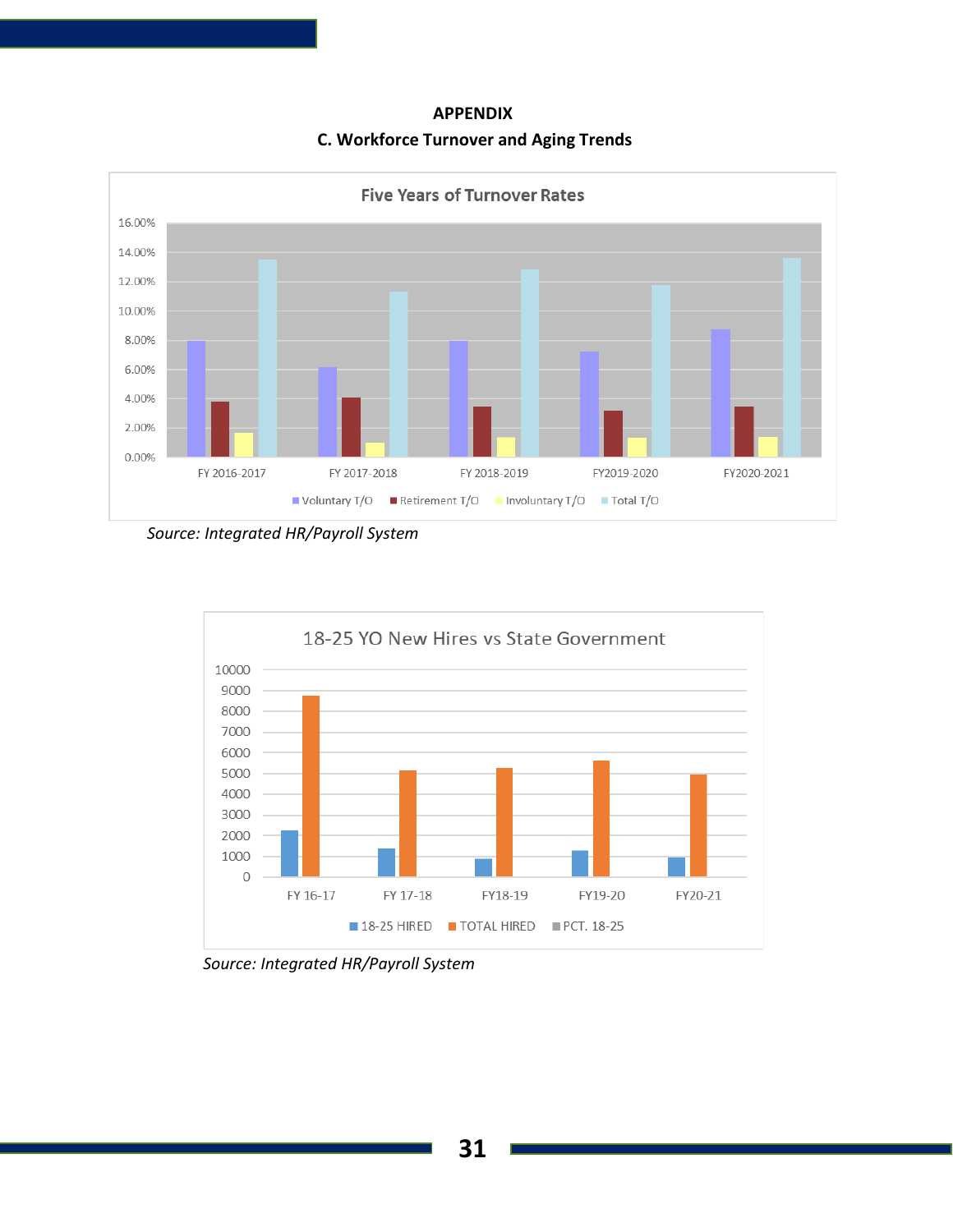**APPENDIX**

**C. Workforce Turnover and Aging Trends**

*Source: Integrated HR/Payroll System*

*Source: Integrated HR/Payroll System*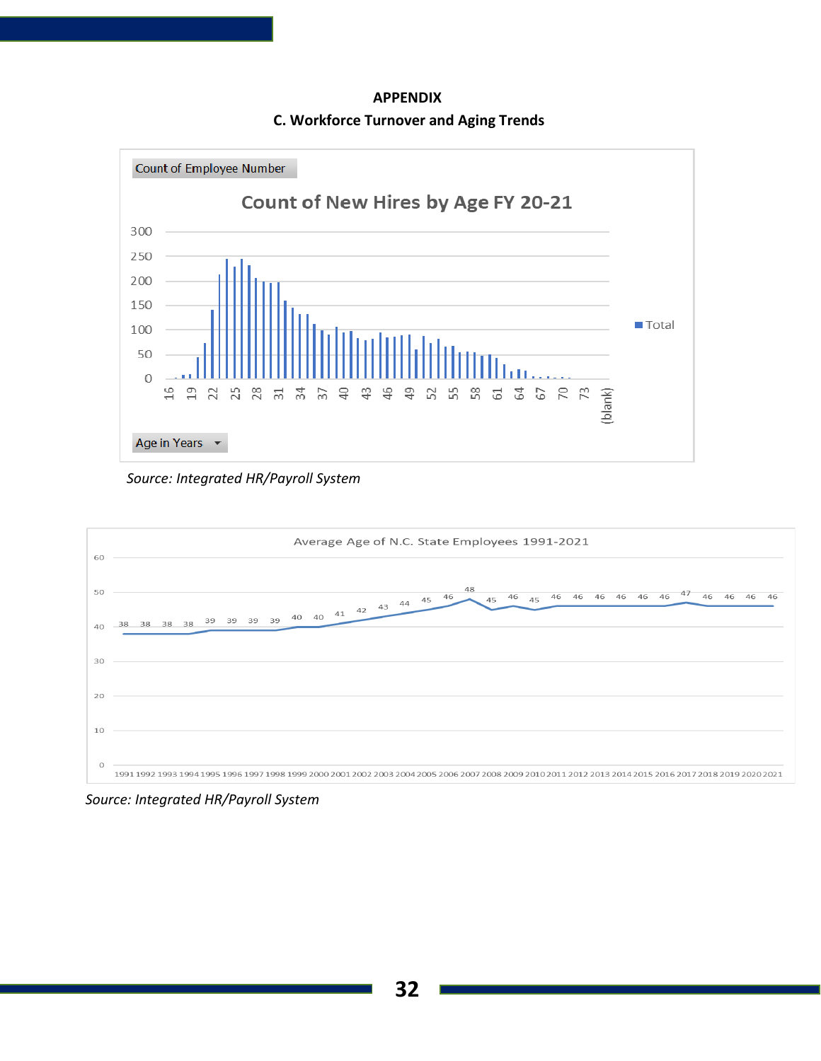# APPENDIX

## C. Workforce Turnover and Aging Trends

Count of Employee Number

**Count of New Hires by Age FY 20-21**

Age in Years

*Source: Integrated HR/Payroll System*

**Average Age of N.C. State Employees 1991-2021**

| Year | 1991 | 1992 | 1993 | 1994 | 1995 | 1996 | 1997 | 1998 | 1999 | 2000 | 2001 | 2002 | 2003 | 2004 | 2005 | 2006 | 2007 | 2008 | 2009 | 2010 | 2011 | 2012 | 2013 | 2014 | 2015 | 2016 | 2017 | 2018 | 2019 | 2020 | 2021 |
|---|---|---|---|---|---|---|---|---|---|---|---|---|---|---|---|---|---|---|---|---|---|---|---|---|---|---|---|---|---|---|---|
| Average Age | 38 | 38 | 38 | 38 | 39 | 39 | 39 | 39 | 40 | 40 | 41 | 42 | 43 | 44 | 45 | 46 | 48 | 45 | 46 | 45 | 46 | 46 | 46 | 46 | 46 | 46 | 47 | 46 | 46 | 46 | 46 |

*Source: Integrated HR/Payroll System*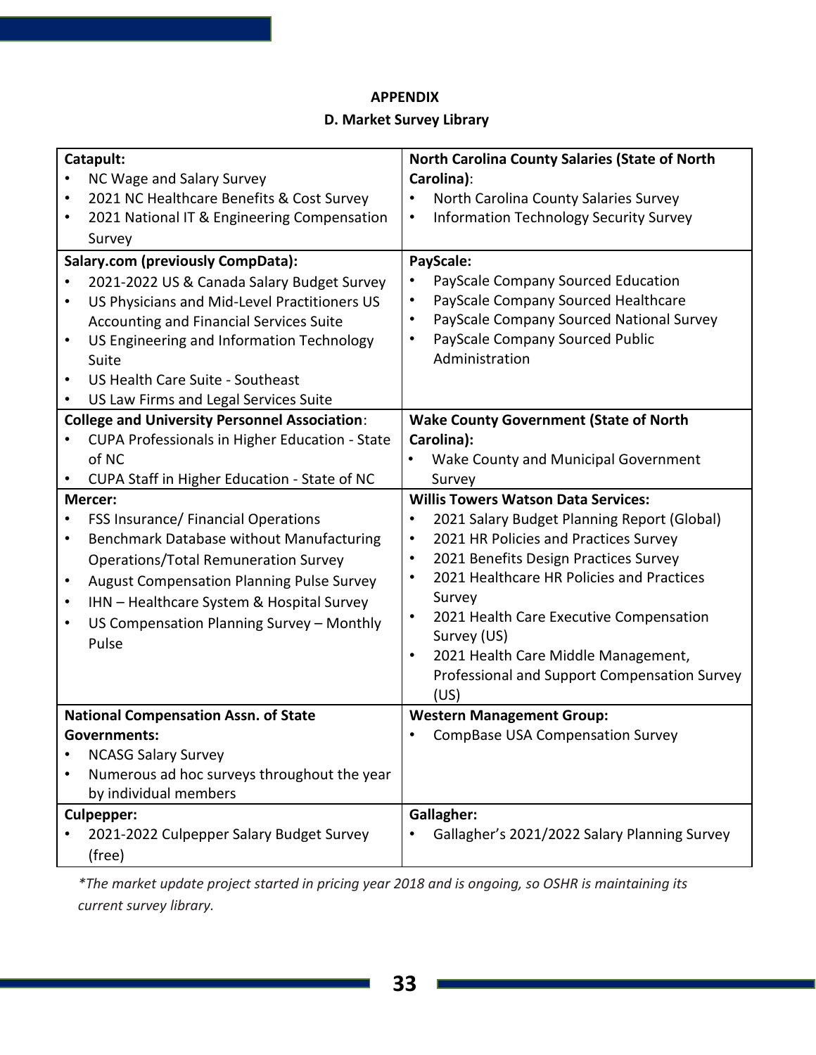## APPENDIX

### D. Market Survey Library

| | |
|---|---|
| **Catapult:**<br>• NC Wage and Salary Survey<br>• 2021 NC Healthcare Benefits & Cost Survey<br>• 2021 National IT & Engineering Compensation Survey | **North Carolina County Salaries (State of North Carolina)**:<br>• North Carolina County Salaries Survey<br>• Information Technology Security Survey |
| **Salary.com (previously CompData):**<br>• 2021-2022 US & Canada Salary Budget Survey<br>• US Physicians and Mid-Level Practitioners US Accounting and Financial Services Suite<br>• US Engineering and Information Technology Suite<br>• US Health Care Suite - Southeast<br>• US Law Firms and Legal Services Suite | **PayScale:**<br>• PayScale Company Sourced Education<br>• PayScale Company Sourced Healthcare<br>• PayScale Company Sourced National Survey<br>• PayScale Company Sourced Public Administration |
| **College and University Personnel Association**:<br>• CUPA Professionals in Higher Education - State of NC<br>• CUPA Staff in Higher Education - State of NC | **Wake County Government (State of North Carolina):**<br>• Wake County and Municipal Government Survey |
| **Mercer:**<br>• FSS Insurance/ Financial Operations<br>• Benchmark Database without Manufacturing Operations/Total Remuneration Survey<br>• August Compensation Planning Pulse Survey<br>• IHN – Healthcare System & Hospital Survey<br>• US Compensation Planning Survey – Monthly Pulse | **Willis Towers Watson Data Services:**<br>• 2021 Salary Budget Planning Report (Global)<br>• 2021 HR Policies and Practices Survey<br>• 2021 Benefits Design Practices Survey<br>• 2021 Healthcare HR Policies and Practices Survey<br>• 2021 Health Care Executive Compensation Survey (US)<br>• 2021 Health Care Middle Management, Professional and Support Compensation Survey (US) |
| **National Compensation Assn. of State Governments:**<br>• NCASG Salary Survey<br>• Numerous ad hoc surveys throughout the year by individual members | **Western Management Group:**<br>• CompBase USA Compensation Survey |
| **Culpepper:**<br>• 2021-2022 Culpepper Salary Budget Survey (free) | **Gallagher:**<br>• Gallagher's 2021/2022 Salary Planning Survey |

*\*The market update project started in pricing year 2018 and is ongoing, so OSHR is maintaining its current survey library.*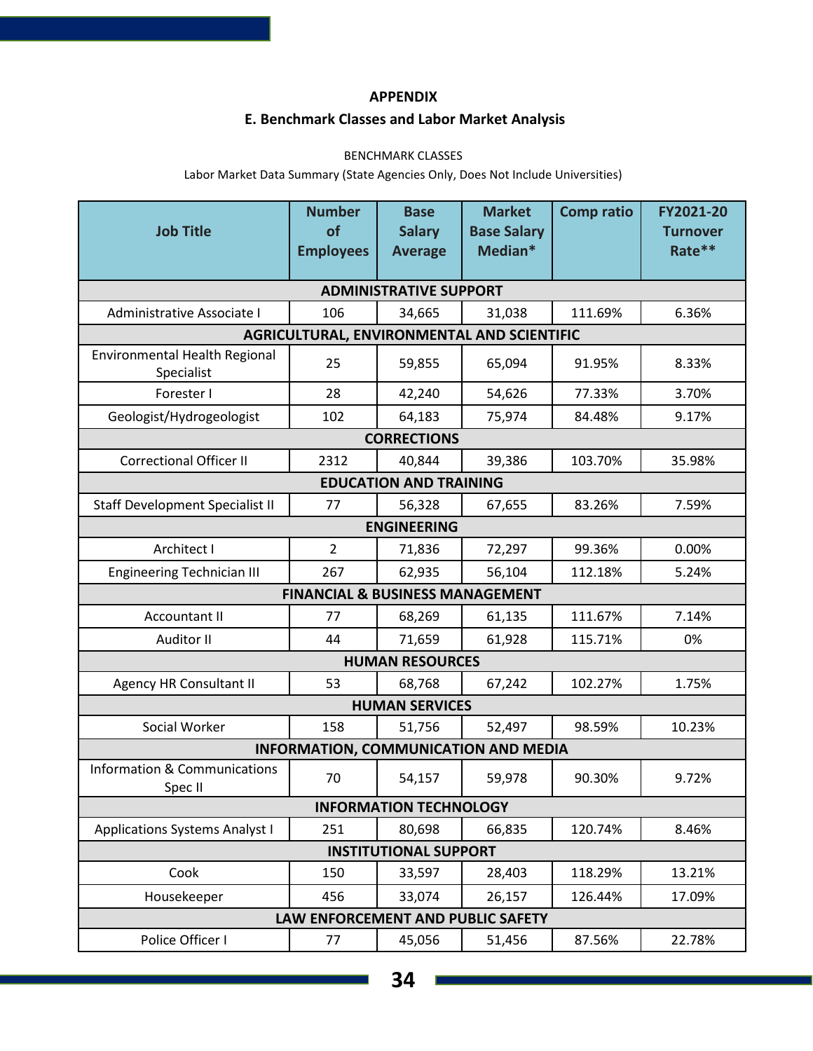## APPENDIX

### E. Benchmark Classes and Labor Market Analysis

BENCHMARK CLASSES

Labor Market Data Summary (State Agencies Only, Does Not Include Universities)

| Job Title | Number of Employees | Base Salary Average | Market Base Salary Median* | Comp ratio | FY2021-20 Turnover Rate** |
|---|---|---|---|---|---|
| **ADMINISTRATIVE SUPPORT** | | | | | |
| Administrative Associate I | 106 | 34,665 | 31,038 | 111.69% | 6.36% |
| **AGRICULTURAL, ENVIRONMENTAL AND SCIENTIFIC** | | | | | |
| Environmental Health Regional Specialist | 25 | 59,855 | 65,094 | 91.95% | 8.33% |
| Forester I | 28 | 42,240 | 54,626 | 77.33% | 3.70% |
| Geologist/Hydrogeologist | 102 | 64,183 | 75,974 | 84.48% | 9.17% |
| **CORRECTIONS** | | | | | |
| Correctional Officer II | 2312 | 40,844 | 39,386 | 103.70% | 35.98% |
| **EDUCATION AND TRAINING** | | | | | |
| Staff Development Specialist II | 77 | 56,328 | 67,655 | 83.26% | 7.59% |
| **ENGINEERING** | | | | | |
| Architect I | 2 | 71,836 | 72,297 | 99.36% | 0.00% |
| Engineering Technician III | 267 | 62,935 | 56,104 | 112.18% | 5.24% |
| **FINANCIAL & BUSINESS MANAGEMENT** | | | | | |
| Accountant II | 77 | 68,269 | 61,135 | 111.67% | 7.14% |
| Auditor II | 44 | 71,659 | 61,928 | 115.71% | 0% |
| **HUMAN RESOURCES** | | | | | |
| Agency HR Consultant II | 53 | 68,768 | 67,242 | 102.27% | 1.75% |
| **HUMAN SERVICES** | | | | | |
| Social Worker | 158 | 51,756 | 52,497 | 98.59% | 10.23% |
| **INFORMATION, COMMUNICATION AND MEDIA** | | | | | |
| Information & Communications Spec II | 70 | 54,157 | 59,978 | 90.30% | 9.72% |
| **INFORMATION TECHNOLOGY** | | | | | |
| Applications Systems Analyst I | 251 | 80,698 | 66,835 | 120.74% | 8.46% |
| **INSTITUTIONAL SUPPORT** | | | | | |
| Cook | 150 | 33,597 | 28,403 | 118.29% | 13.21% |
| Housekeeper | 456 | 33,074 | 26,157 | 126.44% | 17.09% |
| **LAW ENFORCEMENT AND PUBLIC SAFETY** | | | | | |
| Police Officer I | 77 | 45,056 | 51,456 | 87.56% | 22.78% |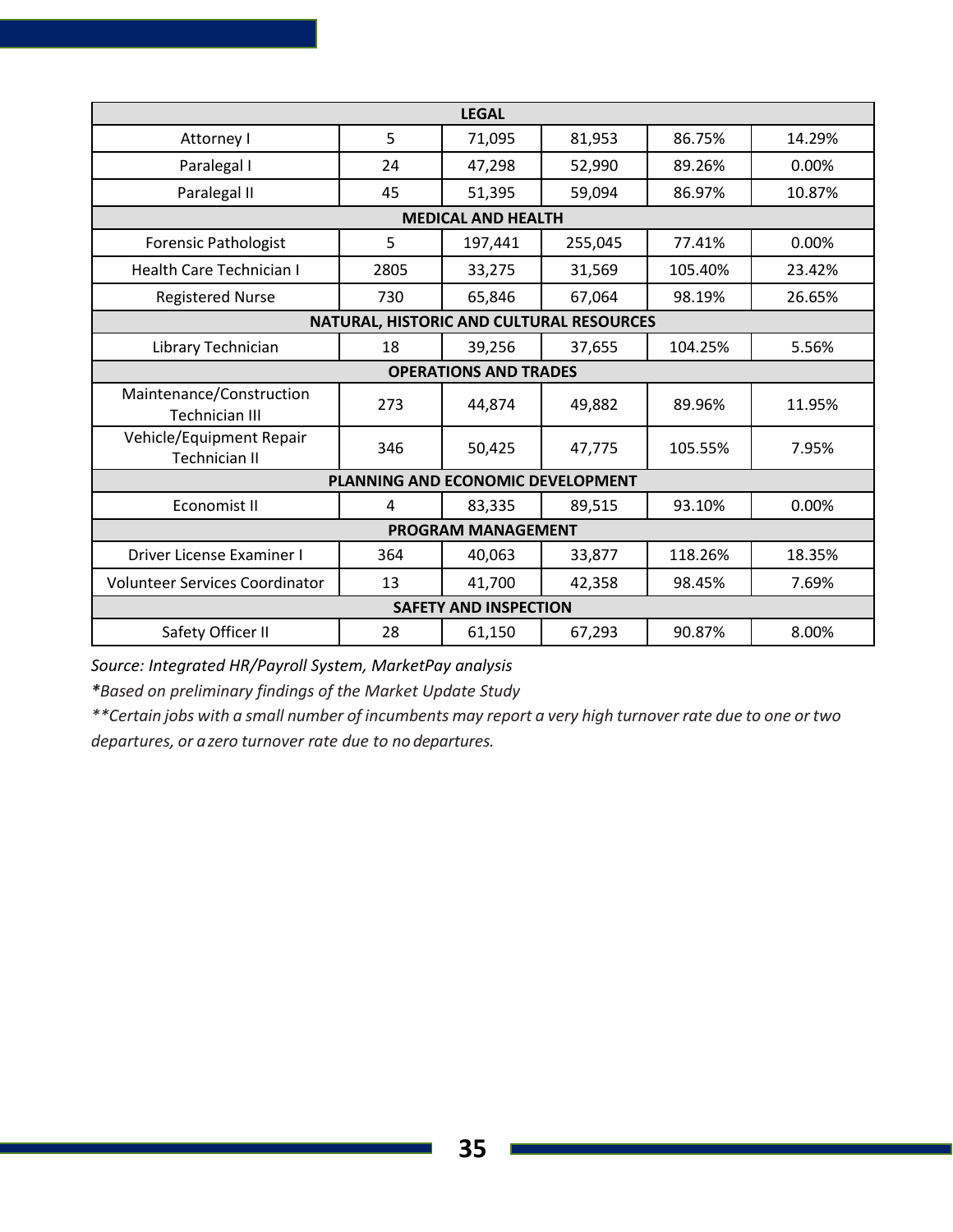| | | | | | |
|---|---|---|---|---|---|
| **LEGAL** | | | | | |
| Attorney I | 5 | 71,095 | 81,953 | 86.75% | 14.29% |
| Paralegal I | 24 | 47,298 | 52,990 | 89.26% | 0.00% |
| Paralegal II | 45 | 51,395 | 59,094 | 86.97% | 10.87% |
| **MEDICAL AND HEALTH** | | | | | |
| Forensic Pathologist | 5 | 197,441 | 255,045 | 77.41% | 0.00% |
| Health Care Technician I | 2805 | 33,275 | 31,569 | 105.40% | 23.42% |
| Registered Nurse | 730 | 65,846 | 67,064 | 98.19% | 26.65% |
| **NATURAL, HISTORIC AND CULTURAL RESOURCES** | | | | | |
| Library Technician | 18 | 39,256 | 37,655 | 104.25% | 5.56% |
| **OPERATIONS AND TRADES** | | | | | |
| Maintenance/Construction Technician III | 273 | 44,874 | 49,882 | 89.96% | 11.95% |
| Vehicle/Equipment Repair Technician II | 346 | 50,425 | 47,775 | 105.55% | 7.95% |
| **PLANNING AND ECONOMIC DEVELOPMENT** | | | | | |
| Economist II | 4 | 83,335 | 89,515 | 93.10% | 0.00% |
| **PROGRAM MANAGEMENT** | | | | | |
| Driver License Examiner I | 364 | 40,063 | 33,877 | 118.26% | 18.35% |
| Volunteer Services Coordinator | 13 | 41,700 | 42,358 | 98.45% | 7.69% |
| **SAFETY AND INSPECTION** | | | | | |
| Safety Officer II | 28 | 61,150 | 67,293 | 90.87% | 8.00% |

*Source: Integrated HR/Payroll System, MarketPay analysis*

*\*Based on preliminary findings of the Market Update Study*

*\*\*Certain jobs with a small number of incumbents may report a very high turnover rate due to one or two departures, or a zero turnover rate due to no departures.*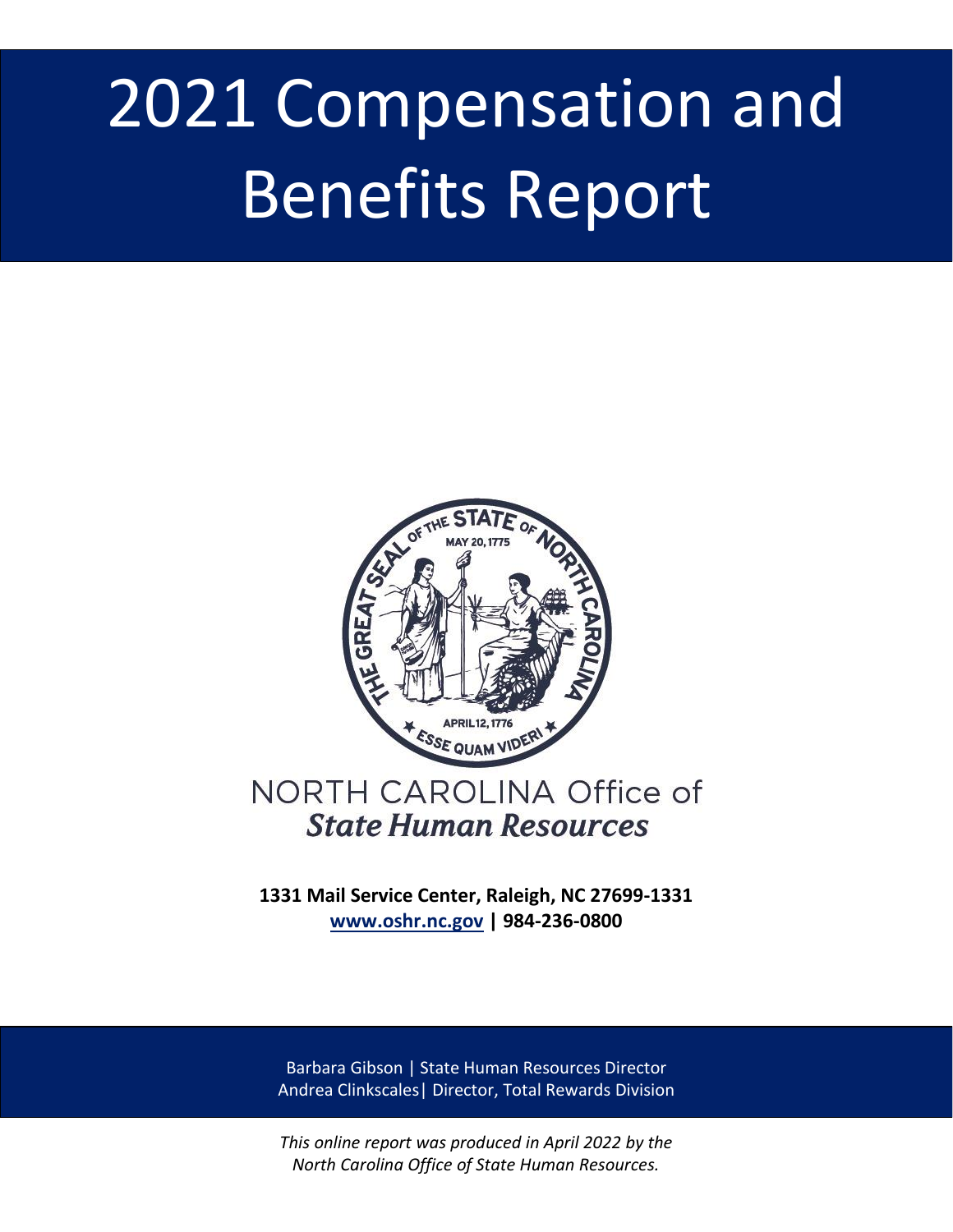# 2021 Compensation and Benefits Report

NORTH CAROLINA Office of

***State Human Resources***

**1331 Mail Service Center, Raleigh, NC 27699-1331**

**www.oshr.nc.gov | 984-236-0800**

Barbara Gibson | State Human Resources Director

Andrea Clinkscales| Director, Total Rewards Division

*This online report was produced in April 2022 by the North Carolina Office of State Human Resources.*